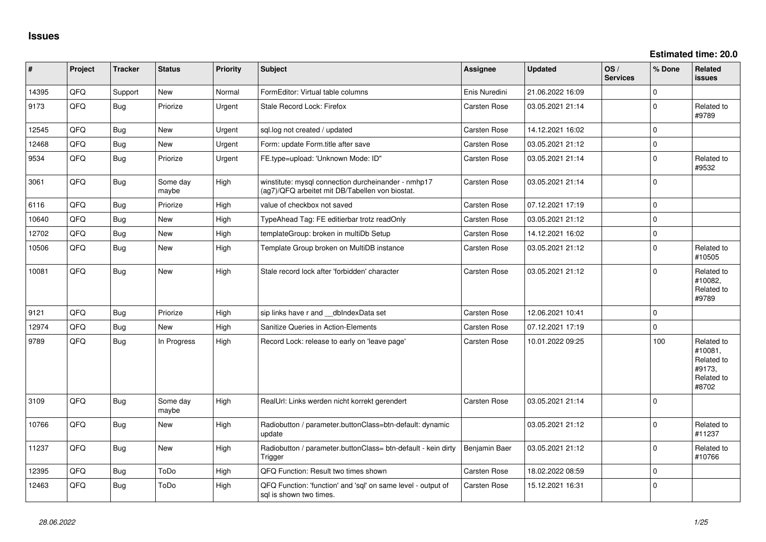# Issues

**Estimated time: 20.0**

| # | Project | Tracker | Status | Priority | Subject | Assignee | Updated | OS / Services | % Done | Related issues |
|---|---|---|---|---|---|---|---|---|---|---|
| 14395 | QFQ | Support | New | Normal | FormEditor: Virtual table columns | Enis Nuredini | 21.06.2022 16:09 | | 0 | |
| 9173 | QFQ | Bug | Priorize | Urgent | Stale Record Lock: Firefox | Carsten Rose | 03.05.2021 21:14 | | 0 | Related to #9789 |
| 12545 | QFQ | Bug | New | Urgent | sql.log not created / updated | Carsten Rose | 14.12.2021 16:02 | | 0 | |
| 12468 | QFQ | Bug | New | Urgent | Form: update Form.title after save | Carsten Rose | 03.05.2021 21:12 | | 0 | |
| 9534 | QFQ | Bug | Priorize | Urgent | FE.type=upload: 'Unknown Mode: ID" | Carsten Rose | 03.05.2021 21:14 | | 0 | Related to #9532 |
| 3061 | QFQ | Bug | Some day maybe | High | winstitute: mysql connection durcheinander - nmhp17 (ag7)/QFQ arbeitet mit DB/Tabellen von biostat. | Carsten Rose | 03.05.2021 21:14 | | 0 | |
| 6116 | QFQ | Bug | Priorize | High | value of checkbox not saved | Carsten Rose | 07.12.2021 17:19 | | 0 | |
| 10640 | QFQ | Bug | New | High | TypeAhead Tag: FE editierbar trotz readOnly | Carsten Rose | 03.05.2021 21:12 | | 0 | |
| 12702 | QFQ | Bug | New | High | templateGroup: broken in multiDb Setup | Carsten Rose | 14.12.2021 16:02 | | 0 | |
| 10506 | QFQ | Bug | New | High | Template Group broken on MultiDB instance | Carsten Rose | 03.05.2021 21:12 | | 0 | Related to #10505 |
| 10081 | QFQ | Bug | New | High | Stale record lock after 'forbidden' character | Carsten Rose | 03.05.2021 21:12 | | 0 | Related to #10082, Related to #9789 |
| 9121 | QFQ | Bug | Priorize | High | sip links have r and __dbIndexData set | Carsten Rose | 12.06.2021 10:41 | | 0 | |
| 12974 | QFQ | Bug | New | High | Sanitize Queries in Action-Elements | Carsten Rose | 07.12.2021 17:19 | | 0 | |
| 9789 | QFQ | Bug | In Progress | High | Record Lock: release to early on 'leave page' | Carsten Rose | 10.01.2022 09:25 | | 100 | Related to #10081, Related to #9173, Related to #8702 |
| 3109 | QFQ | Bug | Some day maybe | High | RealUrl: Links werden nicht korrekt gerendert | Carsten Rose | 03.05.2021 21:14 | | 0 | |
| 10766 | QFQ | Bug | New | High | Radiobutton / parameter.buttonClass=btn-default: dynamic update | | 03.05.2021 21:12 | | 0 | Related to #11237 |
| 11237 | QFQ | Bug | New | High | Radiobutton / parameter.buttonClass= btn-default - kein dirty Trigger | Benjamin Baer | 03.05.2021 21:12 | | 0 | Related to #10766 |
| 12395 | QFQ | Bug | ToDo | High | QFQ Function: Result two times shown | Carsten Rose | 18.02.2022 08:59 | | 0 | |
| 12463 | QFQ | Bug | ToDo | High | QFQ Function: 'function' and 'sql' on same level - output of sql is shown two times. | Carsten Rose | 15.12.2021 16:31 | | 0 | |

*28.06.2022*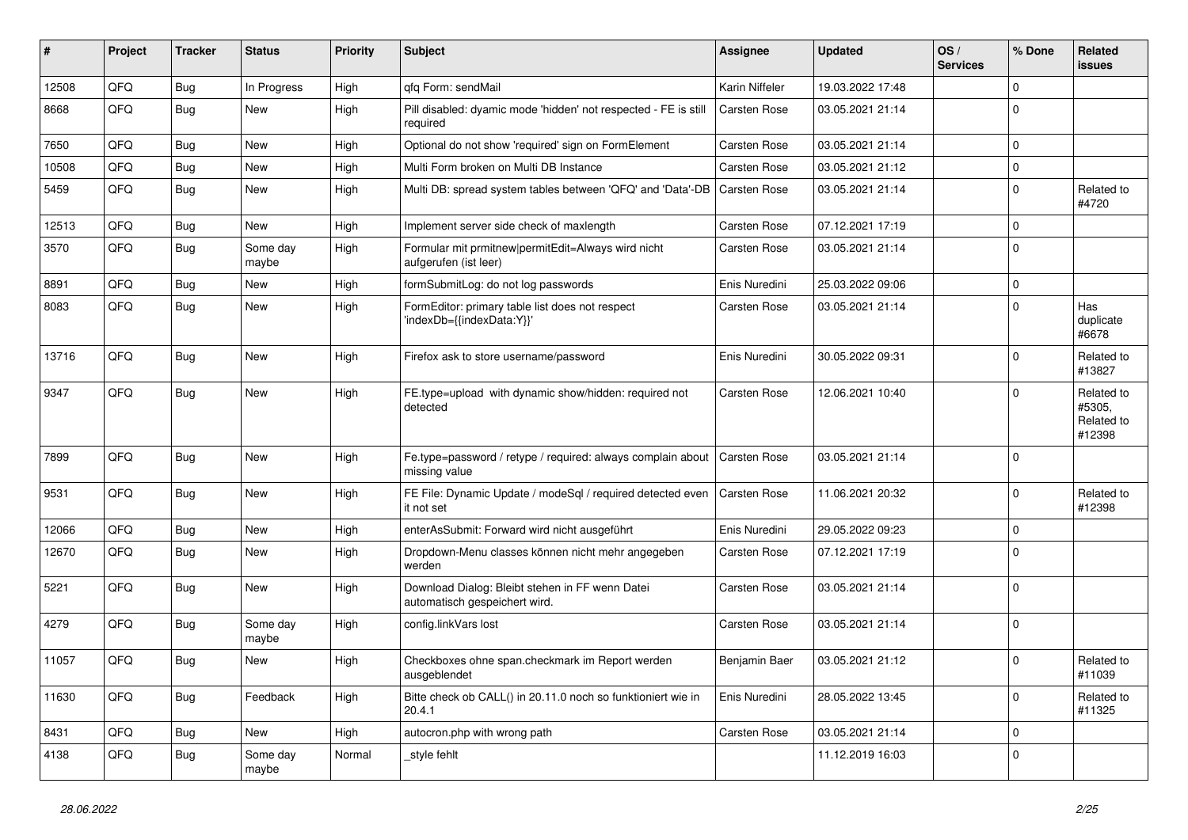| # | Project | Tracker | Status | Priority | Subject | Assignee | Updated | OS / Services | % Done | Related issues |
|---|---|---|---|---|---|---|---|---|---|---|
| 12508 | QFQ | Bug | In Progress | High | qfq Form: sendMail | Karin Niffeler | 19.03.2022 17:48 | | 0 | |
| 8668 | QFQ | Bug | New | High | Pill disabled: dyamic mode 'hidden' not respected - FE is still required | Carsten Rose | 03.05.2021 21:14 | | 0 | |
| 7650 | QFQ | Bug | New | High | Optional do not show 'required' sign on FormElement | Carsten Rose | 03.05.2021 21:14 | | 0 | |
| 10508 | QFQ | Bug | New | High | Multi Form broken on Multi DB Instance | Carsten Rose | 03.05.2021 21:12 | | 0 | |
| 5459 | QFQ | Bug | New | High | Multi DB: spread system tables between 'QFQ' and 'Data'-DB | Carsten Rose | 03.05.2021 21:14 | | 0 | Related to #4720 |
| 12513 | QFQ | Bug | New | High | Implement server side check of maxlength | Carsten Rose | 07.12.2021 17:19 | | 0 | |
| 3570 | QFQ | Bug | Some day maybe | High | Formular mit prmitnew\|permitEdit=Always wird nicht aufgerufen (ist leer) | Carsten Rose | 03.05.2021 21:14 | | 0 | |
| 8891 | QFQ | Bug | New | High | formSubmitLog: do not log passwords | Enis Nuredini | 25.03.2022 09:06 | | 0 | |
| 8083 | QFQ | Bug | New | High | FormEditor: primary table list does not respect 'indexDb={{indexData:Y}}' | Carsten Rose | 03.05.2021 21:14 | | 0 | Has duplicate #6678 |
| 13716 | QFQ | Bug | New | High | Firefox ask to store username/password | Enis Nuredini | 30.05.2022 09:31 | | 0 | Related to #13827 |
| 9347 | QFQ | Bug | New | High | FE.type=upload with dynamic show/hidden: required not detected | Carsten Rose | 12.06.2021 10:40 | | 0 | Related to #5305, Related to #12398 |
| 7899 | QFQ | Bug | New | High | Fe.type=password / retype / required: always complain about missing value | Carsten Rose | 03.05.2021 21:14 | | 0 | |
| 9531 | QFQ | Bug | New | High | FE File: Dynamic Update / modeSql / required detected even it not set | Carsten Rose | 11.06.2021 20:32 | | 0 | Related to #12398 |
| 12066 | QFQ | Bug | New | High | enterAsSubmit: Forward wird nicht ausgeführt | Enis Nuredini | 29.05.2022 09:23 | | 0 | |
| 12670 | QFQ | Bug | New | High | Dropdown-Menu classes können nicht mehr angegeben werden | Carsten Rose | 07.12.2021 17:19 | | 0 | |
| 5221 | QFQ | Bug | New | High | Download Dialog: Bleibt stehen in FF wenn Datei automatisch gespeichert wird. | Carsten Rose | 03.05.2021 21:14 | | 0 | |
| 4279 | QFQ | Bug | Some day maybe | High | config.linkVars lost | Carsten Rose | 03.05.2021 21:14 | | 0 | |
| 11057 | QFQ | Bug | New | High | Checkboxes ohne span.checkmark im Report werden ausgeblendet | Benjamin Baer | 03.05.2021 21:12 | | 0 | Related to #11039 |
| 11630 | QFQ | Bug | Feedback | High | Bitte check ob CALL() in 20.11.0 noch so funktioniert wie in 20.4.1 | Enis Nuredini | 28.05.2022 13:45 | | 0 | Related to #11325 |
| 8431 | QFQ | Bug | New | High | autocron.php with wrong path | Carsten Rose | 03.05.2021 21:14 | | 0 | |
| 4138 | QFQ | Bug | Some day maybe | Normal | _style fehlt | | 11.12.2019 16:03 | | 0 | |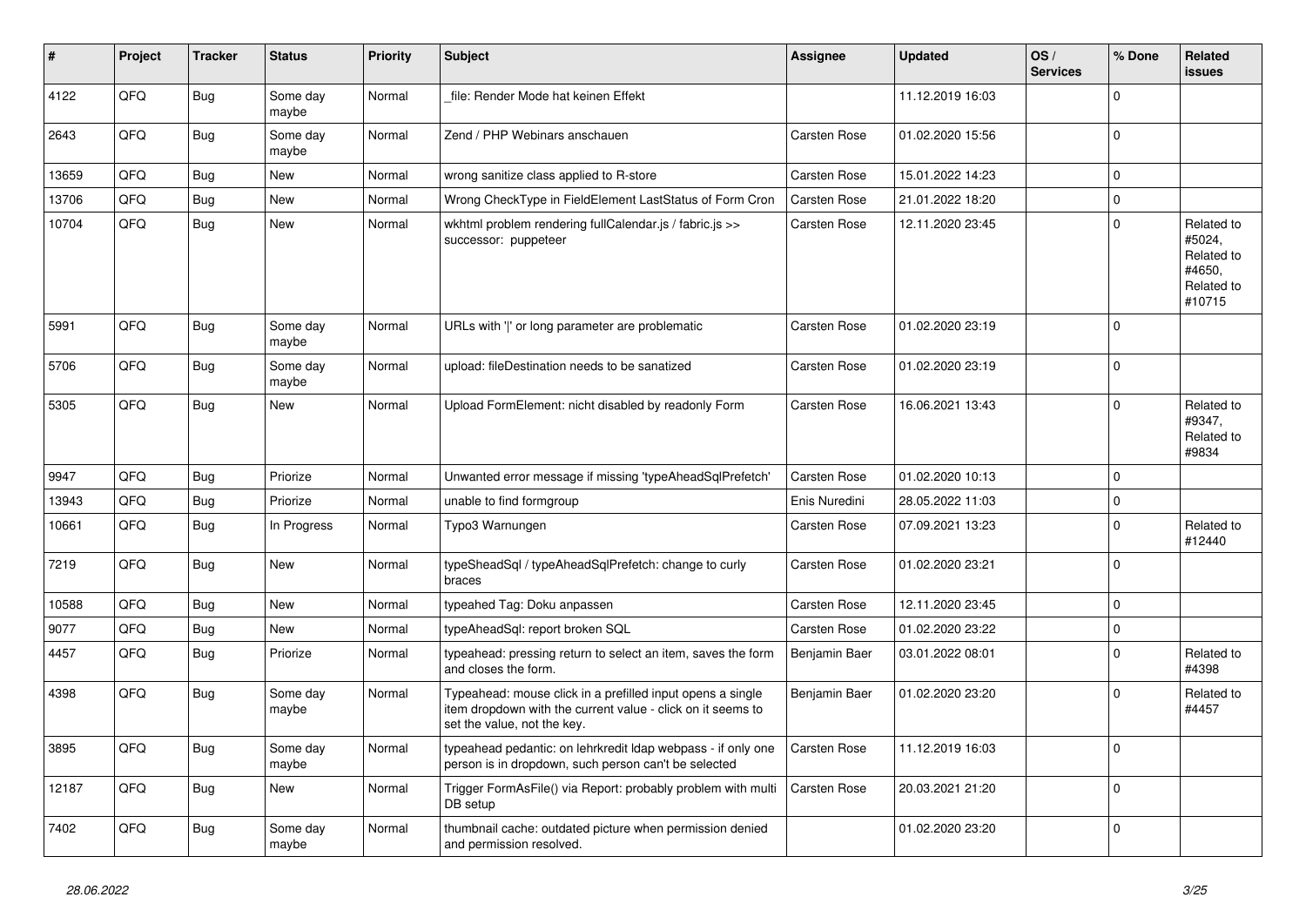| # | Project | Tracker | Status | Priority | Subject | Assignee | Updated | OS / Services | % Done | Related issues |
|---|---|---|---|---|---|---|---|---|---|---|
| 4122 | QFQ | Bug | Some day maybe | Normal | _file: Render Mode hat keinen Effekt | | 11.12.2019 16:03 | | 0 | |
| 2643 | QFQ | Bug | Some day maybe | Normal | Zend / PHP Webinars anschauen | Carsten Rose | 01.02.2020 15:56 | | 0 | |
| 13659 | QFQ | Bug | New | Normal | wrong sanitize class applied to R-store | Carsten Rose | 15.01.2022 14:23 | | 0 | |
| 13706 | QFQ | Bug | New | Normal | Wrong CheckType in FieldElement LastStatus of Form Cron | Carsten Rose | 21.01.2022 18:20 | | 0 | |
| 10704 | QFQ | Bug | New | Normal | wkhtml problem rendering fullCalendar.js / fabric.js >> successor: puppeteer | Carsten Rose | 12.11.2020 23:45 | | 0 | Related to #5024, Related to #4650, Related to #10715 |
| 5991 | QFQ | Bug | Some day maybe | Normal | URLs with '\|' or long parameter are problematic | Carsten Rose | 01.02.2020 23:19 | | 0 | |
| 5706 | QFQ | Bug | Some day maybe | Normal | upload: fileDestination needs to be sanatized | Carsten Rose | 01.02.2020 23:19 | | 0 | |
| 5305 | QFQ | Bug | New | Normal | Upload FormElement: nicht disabled by readonly Form | Carsten Rose | 16.06.2021 13:43 | | 0 | Related to #9347, Related to #9834 |
| 9947 | QFQ | Bug | Priorize | Normal | Unwanted error message if missing 'typeAheadSqlPrefetch' | Carsten Rose | 01.02.2020 10:13 | | 0 | |
| 13943 | QFQ | Bug | Priorize | Normal | unable to find formgroup | Enis Nuredini | 28.05.2022 11:03 | | 0 | |
| 10661 | QFQ | Bug | In Progress | Normal | Typo3 Warnungen | Carsten Rose | 07.09.2021 13:23 | | 0 | Related to #12440 |
| 7219 | QFQ | Bug | New | Normal | typeSheadSql / typeAheadSqlPrefetch: change to curly braces | Carsten Rose | 01.02.2020 23:21 | | 0 | |
| 10588 | QFQ | Bug | New | Normal | typeahed Tag: Doku anpassen | Carsten Rose | 12.11.2020 23:45 | | 0 | |
| 9077 | QFQ | Bug | New | Normal | typeAheadSql: report broken SQL | Carsten Rose | 01.02.2020 23:22 | | 0 | |
| 4457 | QFQ | Bug | Priorize | Normal | typeahead: pressing return to select an item, saves the form and closes the form. | Benjamin Baer | 03.01.2022 08:01 | | 0 | Related to #4398 |
| 4398 | QFQ | Bug | Some day maybe | Normal | Typeahead: mouse click in a prefilled input opens a single item dropdown with the current value - click on it seems to set the value, not the key. | Benjamin Baer | 01.02.2020 23:20 | | 0 | Related to #4457 |
| 3895 | QFQ | Bug | Some day maybe | Normal | typeahead pedantic: on lehrkredit ldap webpass - if only one person is in dropdown, such person can't be selected | Carsten Rose | 11.12.2019 16:03 | | 0 | |
| 12187 | QFQ | Bug | New | Normal | Trigger FormAsFile() via Report: probably problem with multi DB setup | Carsten Rose | 20.03.2021 21:20 | | 0 | |
| 7402 | QFQ | Bug | Some day maybe | Normal | thumbnail cache: outdated picture when permission denied and permission resolved. | | 01.02.2020 23:20 | | 0 | |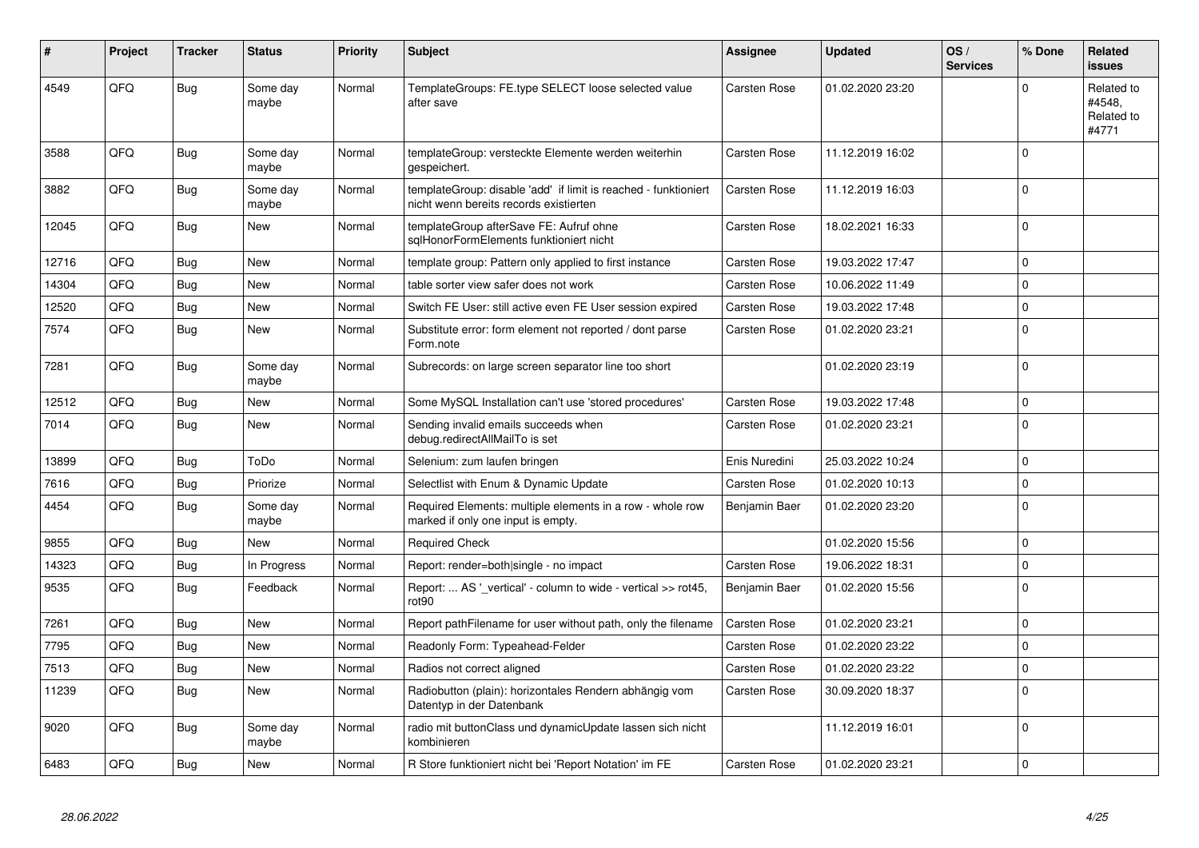| # | Project | Tracker | Status | Priority | Subject | Assignee | Updated | OS / Services | % Done | Related issues |
|---|---|---|---|---|---|---|---|---|---|---|
| 4549 | QFQ | Bug | Some day maybe | Normal | TemplateGroups: FE.type SELECT loose selected value after save | Carsten Rose | 01.02.2020 23:20 | | 0 | Related to #4548, Related to #4771 |
| 3588 | QFQ | Bug | Some day maybe | Normal | templateGroup: versteckte Elemente werden weiterhin gespeichert. | Carsten Rose | 11.12.2019 16:02 | | 0 | |
| 3882 | QFQ | Bug | Some day maybe | Normal | templateGroup: disable 'add' if limit is reached - funktioniert nicht wenn bereits records existierten | Carsten Rose | 11.12.2019 16:03 | | 0 | |
| 12045 | QFQ | Bug | New | Normal | templateGroup afterSave FE: Aufruf ohne sqlHonorFormElements funktioniert nicht | Carsten Rose | 18.02.2021 16:33 | | 0 | |
| 12716 | QFQ | Bug | New | Normal | template group: Pattern only applied to first instance | Carsten Rose | 19.03.2022 17:47 | | 0 | |
| 14304 | QFQ | Bug | New | Normal | table sorter view safer does not work | Carsten Rose | 10.06.2022 11:49 | | 0 | |
| 12520 | QFQ | Bug | New | Normal | Switch FE User: still active even FE User session expired | Carsten Rose | 19.03.2022 17:48 | | 0 | |
| 7574 | QFQ | Bug | New | Normal | Substitute error: form element not reported / dont parse Form.note | Carsten Rose | 01.02.2020 23:21 | | 0 | |
| 7281 | QFQ | Bug | Some day maybe | Normal | Subrecords: on large screen separator line too short | | 01.02.2020 23:19 | | 0 | |
| 12512 | QFQ | Bug | New | Normal | Some MySQL Installation can't use 'stored procedures' | Carsten Rose | 19.03.2022 17:48 | | 0 | |
| 7014 | QFQ | Bug | New | Normal | Sending invalid emails succeeds when debug.redirectAllMailTo is set | Carsten Rose | 01.02.2020 23:21 | | 0 | |
| 13899 | QFQ | Bug | ToDo | Normal | Selenium: zum laufen bringen | Enis Nuredini | 25.03.2022 10:24 | | 0 | |
| 7616 | QFQ | Bug | Priorize | Normal | Selectlist with Enum & Dynamic Update | Carsten Rose | 01.02.2020 10:13 | | 0 | |
| 4454 | QFQ | Bug | Some day maybe | Normal | Required Elements: multiple elements in a row - whole row marked if only one input is empty. | Benjamin Baer | 01.02.2020 23:20 | | 0 | |
| 9855 | QFQ | Bug | New | Normal | Required Check | | 01.02.2020 15:56 | | 0 | |
| 14323 | QFQ | Bug | In Progress | Normal | Report: render=both\|single - no impact | Carsten Rose | 19.06.2022 18:31 | | 0 | |
| 9535 | QFQ | Bug | Feedback | Normal | Report: ... AS '_vertical' - column to wide - vertical >> rot45, rot90 | Benjamin Baer | 01.02.2020 15:56 | | 0 | |
| 7261 | QFQ | Bug | New | Normal | Report pathFilename for user without path, only the filename | Carsten Rose | 01.02.2020 23:21 | | 0 | |
| 7795 | QFQ | Bug | New | Normal | Readonly Form: Typeahead-Felder | Carsten Rose | 01.02.2020 23:22 | | 0 | |
| 7513 | QFQ | Bug | New | Normal | Radios not correct aligned | Carsten Rose | 01.02.2020 23:22 | | 0 | |
| 11239 | QFQ | Bug | New | Normal | Radiobutton (plain): horizontales Rendern abhängig vom Datentyp in der Datenbank | Carsten Rose | 30.09.2020 18:37 | | 0 | |
| 9020 | QFQ | Bug | Some day maybe | Normal | radio mit buttonClass und dynamicUpdate lassen sich nicht kombinieren | | 11.12.2019 16:01 | | 0 | |
| 6483 | QFQ | Bug | New | Normal | R Store funktioniert nicht bei 'Report Notation' im FE | Carsten Rose | 01.02.2020 23:21 | | 0 | |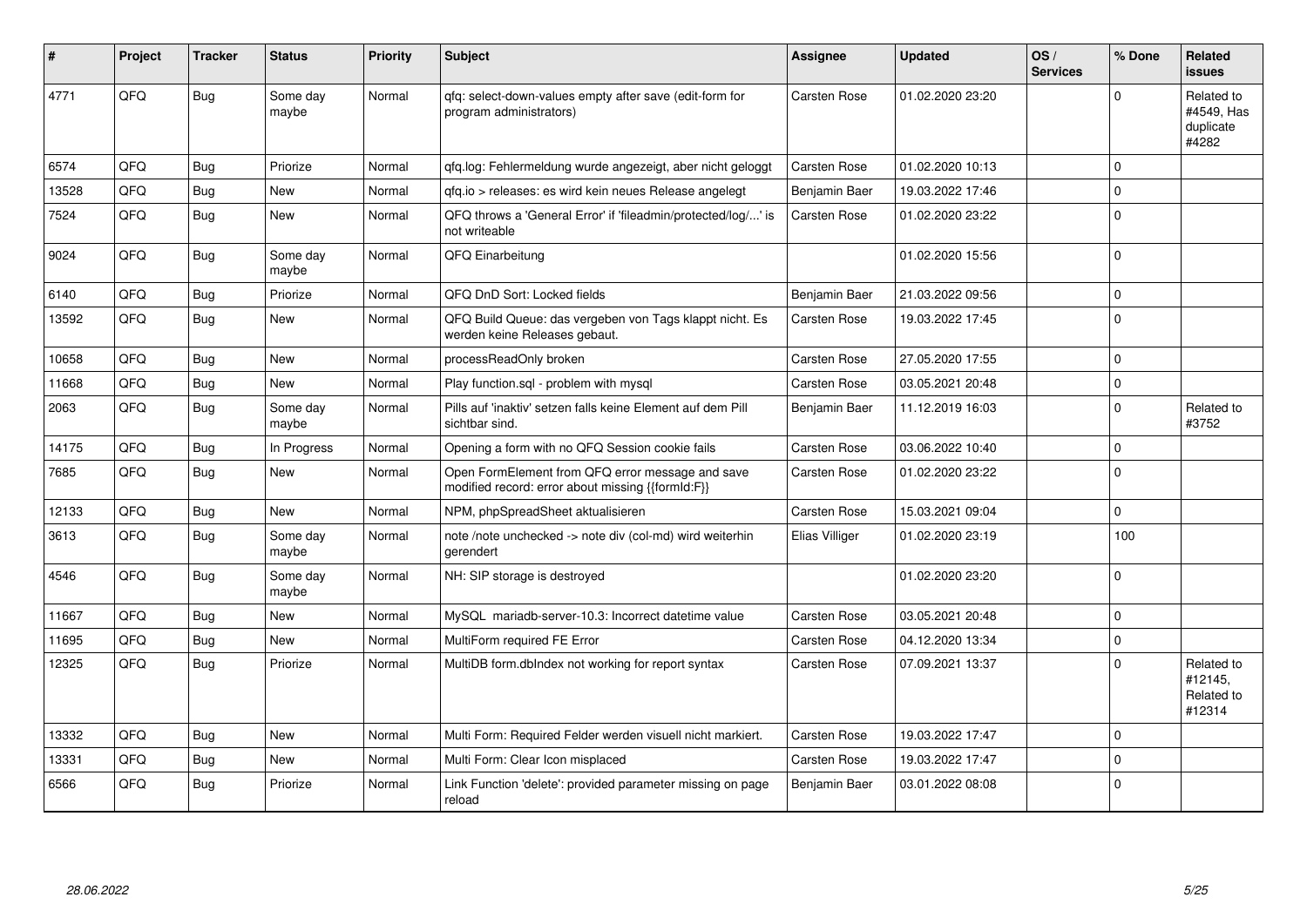| # | Project | Tracker | Status | Priority | Subject | Assignee | Updated | OS / Services | % Done | Related issues |
|---|---|---|---|---|---|---|---|---|---|---|
| 4771 | QFQ | Bug | Some day maybe | Normal | qfq: select-down-values empty after save (edit-form for program administrators) | Carsten Rose | 01.02.2020 23:20 | | 0 | Related to #4549, Has duplicate #4282 |
| 6574 | QFQ | Bug | Priorize | Normal | qfq.log: Fehlermeldung wurde angezeigt, aber nicht geloggt | Carsten Rose | 01.02.2020 10:13 | | 0 | |
| 13528 | QFQ | Bug | New | Normal | qfq.io > releases: es wird kein neues Release angelegt | Benjamin Baer | 19.03.2022 17:46 | | 0 | |
| 7524 | QFQ | Bug | New | Normal | QFQ throws a 'General Error' if 'fileadmin/protected/log/...' is not writeable | Carsten Rose | 01.02.2020 23:22 | | 0 | |
| 9024 | QFQ | Bug | Some day maybe | Normal | QFQ Einarbeitung | | 01.02.2020 15:56 | | 0 | |
| 6140 | QFQ | Bug | Priorize | Normal | QFQ DnD Sort: Locked fields | Benjamin Baer | 21.03.2022 09:56 | | 0 | |
| 13592 | QFQ | Bug | New | Normal | QFQ Build Queue: das vergeben von Tags klappt nicht. Es werden keine Releases gebaut. | Carsten Rose | 19.03.2022 17:45 | | 0 | |
| 10658 | QFQ | Bug | New | Normal | processReadOnly broken | Carsten Rose | 27.05.2020 17:55 | | 0 | |
| 11668 | QFQ | Bug | New | Normal | Play function.sql - problem with mysql | Carsten Rose | 03.05.2021 20:48 | | 0 | |
| 2063 | QFQ | Bug | Some day maybe | Normal | Pills auf 'inaktiv' setzen falls keine Element auf dem Pill sichtbar sind. | Benjamin Baer | 11.12.2019 16:03 | | 0 | Related to #3752 |
| 14175 | QFQ | Bug | In Progress | Normal | Opening a form with no QFQ Session cookie fails | Carsten Rose | 03.06.2022 10:40 | | 0 | |
| 7685 | QFQ | Bug | New | Normal | Open FormElement from QFQ error message and save modified record: error about missing {{formId:F}} | Carsten Rose | 01.02.2020 23:22 | | 0 | |
| 12133 | QFQ | Bug | New | Normal | NPM, phpSpreadSheet aktualisieren | Carsten Rose | 15.03.2021 09:04 | | 0 | |
| 3613 | QFQ | Bug | Some day maybe | Normal | note /note unchecked -> note div (col-md) wird weiterhin gerendert | Elias Villiger | 01.02.2020 23:19 | | 100 | |
| 4546 | QFQ | Bug | Some day maybe | Normal | NH: SIP storage is destroyed | | 01.02.2020 23:20 | | 0 | |
| 11667 | QFQ | Bug | New | Normal | MySQL mariadb-server-10.3: Incorrect datetime value | Carsten Rose | 03.05.2021 20:48 | | 0 | |
| 11695 | QFQ | Bug | New | Normal | MultiForm required FE Error | Carsten Rose | 04.12.2020 13:34 | | 0 | |
| 12325 | QFQ | Bug | Priorize | Normal | MultiDB form.dbIndex not working for report syntax | Carsten Rose | 07.09.2021 13:37 | | 0 | Related to #12145, Related to #12314 |
| 13332 | QFQ | Bug | New | Normal | Multi Form: Required Felder werden visuell nicht markiert. | Carsten Rose | 19.03.2022 17:47 | | 0 | |
| 13331 | QFQ | Bug | New | Normal | Multi Form: Clear Icon misplaced | Carsten Rose | 19.03.2022 17:47 | | 0 | |
| 6566 | QFQ | Bug | Priorize | Normal | Link Function 'delete': provided parameter missing on page reload | Benjamin Baer | 03.01.2022 08:08 | | 0 | |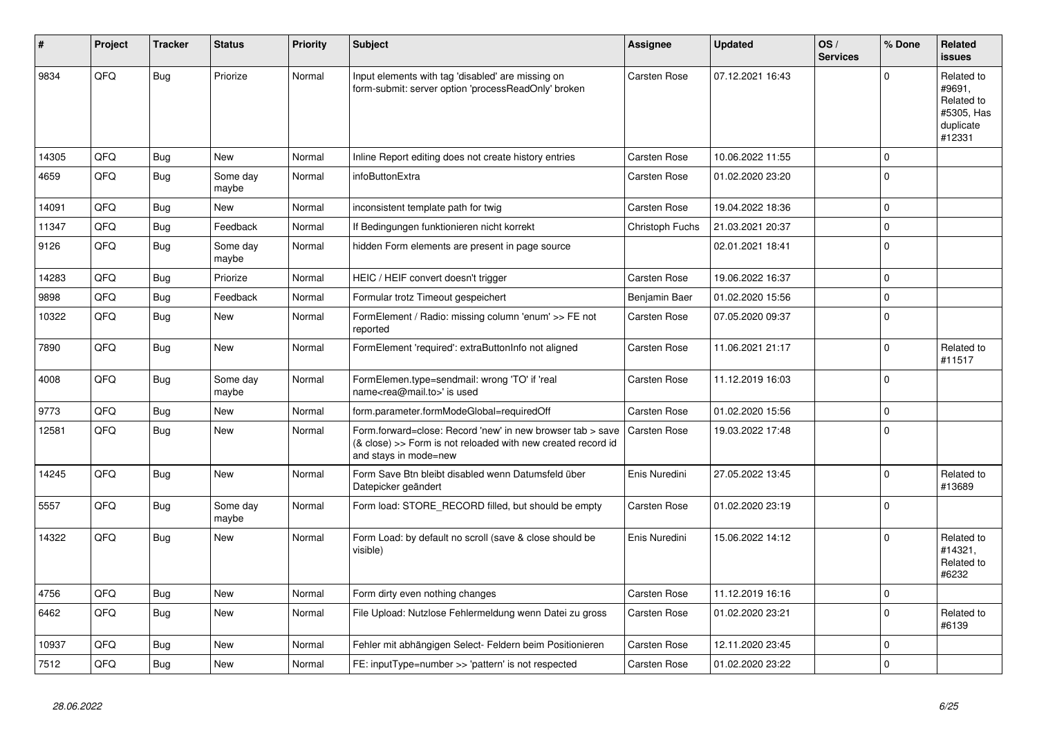| # | Project | Tracker | Status | Priority | Subject | Assignee | Updated | OS / Services | % Done | Related issues |
|---|---|---|---|---|---|---|---|---|---|---|
| 9834 | QFQ | Bug | Priorize | Normal | Input elements with tag 'disabled' are missing on form-submit: server option 'processReadOnly' broken | Carsten Rose | 07.12.2021 16:43 | | 0 | Related to #9691, Related to #5305, Has duplicate #12331 |
| 14305 | QFQ | Bug | New | Normal | Inline Report editing does not create history entries | Carsten Rose | 10.06.2022 11:55 | | 0 | |
| 4659 | QFQ | Bug | Some day maybe | Normal | infoButtonExtra | Carsten Rose | 01.02.2020 23:20 | | 0 | |
| 14091 | QFQ | Bug | New | Normal | inconsistent template path for twig | Carsten Rose | 19.04.2022 18:36 | | 0 | |
| 11347 | QFQ | Bug | Feedback | Normal | If Bedingungen funktionieren nicht korrekt | Christoph Fuchs | 21.03.2021 20:37 | | 0 | |
| 9126 | QFQ | Bug | Some day maybe | Normal | hidden Form elements are present in page source | | 02.01.2021 18:41 | | 0 | |
| 14283 | QFQ | Bug | Priorize | Normal | HEIC / HEIF convert doesn't trigger | Carsten Rose | 19.06.2022 16:37 | | 0 | |
| 9898 | QFQ | Bug | Feedback | Normal | Formular trotz Timeout gespeichert | Benjamin Baer | 01.02.2020 15:56 | | 0 | |
| 10322 | QFQ | Bug | New | Normal | FormElement / Radio: missing column 'enum' >> FE not reported | Carsten Rose | 07.05.2020 09:37 | | 0 | |
| 7890 | QFQ | Bug | New | Normal | FormElement 'required': extraButtonInfo not aligned | Carsten Rose | 11.06.2021 21:17 | | 0 | Related to #11517 |
| 4008 | QFQ | Bug | Some day maybe | Normal | FormElemen.type=sendmail: wrong 'TO' if 'real name<rea@mail.to>' is used | Carsten Rose | 11.12.2019 16:03 | | 0 | |
| 9773 | QFQ | Bug | New | Normal | form.parameter.formModeGlobal=requiredOff | Carsten Rose | 01.02.2020 15:56 | | 0 | |
| 12581 | QFQ | Bug | New | Normal | Form.forward=close: Record 'new' in new browser tab > save (& close) >> Form is not reloaded with new created record id and stays in mode=new | Carsten Rose | 19.03.2022 17:48 | | 0 | |
| 14245 | QFQ | Bug | New | Normal | Form Save Btn bleibt disabled wenn Datumsfeld über Datepicker geändert | Enis Nuredini | 27.05.2022 13:45 | | 0 | Related to #13689 |
| 5557 | QFQ | Bug | Some day maybe | Normal | Form load: STORE_RECORD filled, but should be empty | Carsten Rose | 01.02.2020 23:19 | | 0 | |
| 14322 | QFQ | Bug | New | Normal | Form Load: by default no scroll (save & close should be visible) | Enis Nuredini | 15.06.2022 14:12 | | 0 | Related to #14321, Related to #6232 |
| 4756 | QFQ | Bug | New | Normal | Form dirty even nothing changes | Carsten Rose | 11.12.2019 16:16 | | 0 | |
| 6462 | QFQ | Bug | New | Normal | File Upload: Nutzlose Fehlermeldung wenn Datei zu gross | Carsten Rose | 01.02.2020 23:21 | | 0 | Related to #6139 |
| 10937 | QFQ | Bug | New | Normal | Fehler mit abhängigen Select- Feldern beim Positionieren | Carsten Rose | 12.11.2020 23:45 | | 0 | |
| 7512 | QFQ | Bug | New | Normal | FE: inputType=number >> 'pattern' is not respected | Carsten Rose | 01.02.2020 23:22 | | 0 | |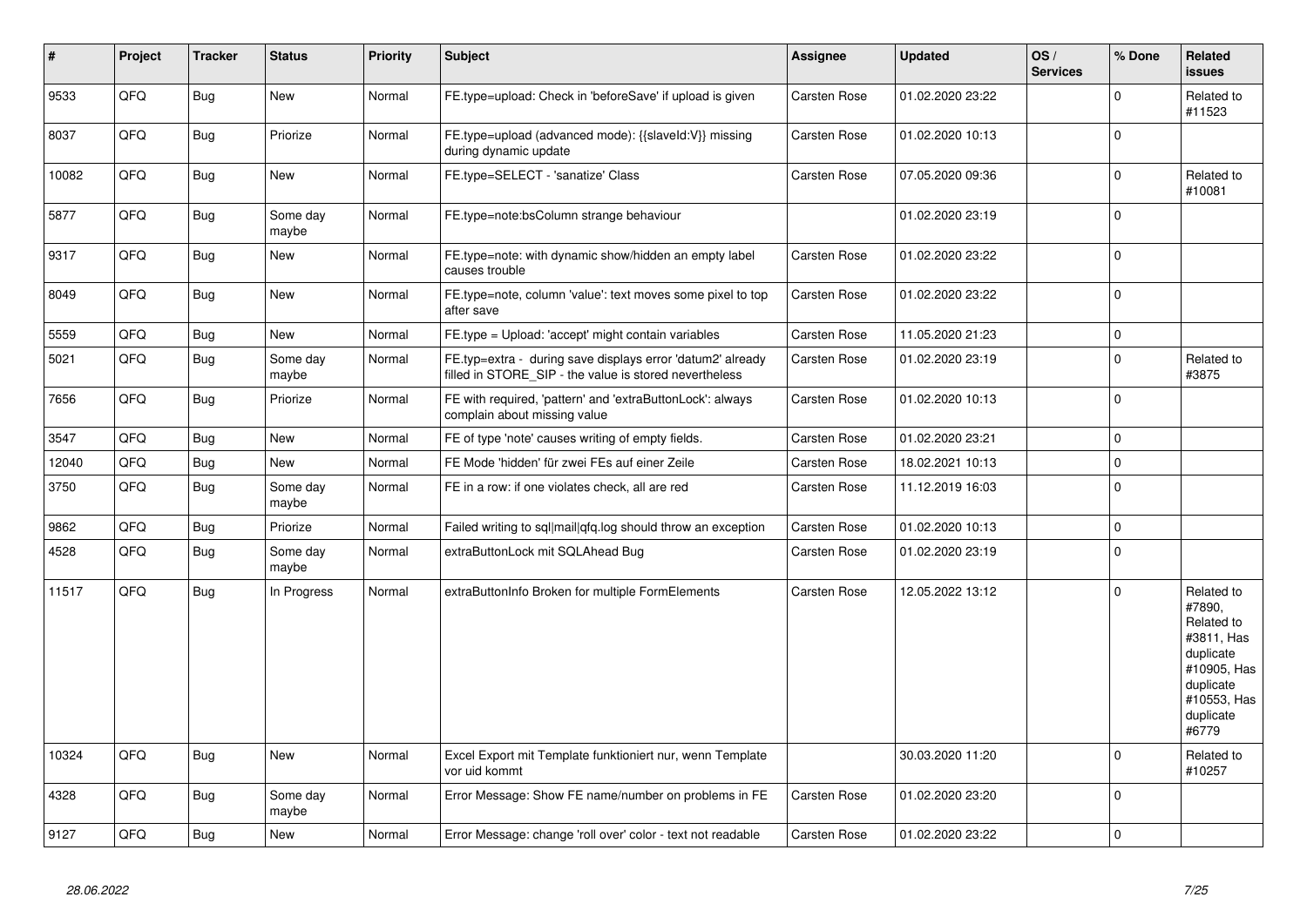| # | Project | Tracker | Status | Priority | Subject | Assignee | Updated | OS / Services | % Done | Related issues |
|---|---|---|---|---|---|---|---|---|---|---|
| 9533 | QFQ | Bug | New | Normal | FE.type=upload: Check in 'beforeSave' if upload is given | Carsten Rose | 01.02.2020 23:22 | | 0 | Related to #11523 |
| 8037 | QFQ | Bug | Priorize | Normal | FE.type=upload (advanced mode): {{slaveId:V}} missing during dynamic update | Carsten Rose | 01.02.2020 10:13 | | 0 | |
| 10082 | QFQ | Bug | New | Normal | FE.type=SELECT - 'sanatize' Class | Carsten Rose | 07.05.2020 09:36 | | 0 | Related to #10081 |
| 5877 | QFQ | Bug | Some day maybe | Normal | FE.type=note:bsColumn strange behaviour | | 01.02.2020 23:19 | | 0 | |
| 9317 | QFQ | Bug | New | Normal | FE.type=note: with dynamic show/hidden an empty label causes trouble | Carsten Rose | 01.02.2020 23:22 | | 0 | |
| 8049 | QFQ | Bug | New | Normal | FE.type=note, column 'value': text moves some pixel to top after save | Carsten Rose | 01.02.2020 23:22 | | 0 | |
| 5559 | QFQ | Bug | New | Normal | FE.type = Upload: 'accept' might contain variables | Carsten Rose | 11.05.2020 21:23 | | 0 | |
| 5021 | QFQ | Bug | Some day maybe | Normal | FE.typ=extra - during save displays error 'datum2' already filled in STORE_SIP - the value is stored nevertheless | Carsten Rose | 01.02.2020 23:19 | | 0 | Related to #3875 |
| 7656 | QFQ | Bug | Priorize | Normal | FE with required, 'pattern' and 'extraButtonLock': always complain about missing value | Carsten Rose | 01.02.2020 10:13 | | 0 | |
| 3547 | QFQ | Bug | New | Normal | FE of type 'note' causes writing of empty fields. | Carsten Rose | 01.02.2020 23:21 | | 0 | |
| 12040 | QFQ | Bug | New | Normal | FE Mode 'hidden' für zwei FEs auf einer Zeile | Carsten Rose | 18.02.2021 10:13 | | 0 | |
| 3750 | QFQ | Bug | Some day maybe | Normal | FE in a row: if one violates check, all are red | Carsten Rose | 11.12.2019 16:03 | | 0 | |
| 9862 | QFQ | Bug | Priorize | Normal | Failed writing to sql\|mail\|qfq.log should throw an exception | Carsten Rose | 01.02.2020 10:13 | | 0 | |
| 4528 | QFQ | Bug | Some day maybe | Normal | extraButtonLock mit SQLAhead Bug | Carsten Rose | 01.02.2020 23:19 | | 0 | |
| 11517 | QFQ | Bug | In Progress | Normal | extraButtonInfo Broken for multiple FormElements | Carsten Rose | 12.05.2022 13:12 | | 0 | Related to #7890, Related to #3811, Has duplicate #10905, Has duplicate #10553, Has duplicate #6779 |
| 10324 | QFQ | Bug | New | Normal | Excel Export mit Template funktioniert nur, wenn Template vor uid kommt | | 30.03.2020 11:20 | | 0 | Related to #10257 |
| 4328 | QFQ | Bug | Some day maybe | Normal | Error Message: Show FE name/number on problems in FE | Carsten Rose | 01.02.2020 23:20 | | 0 | |
| 9127 | QFQ | Bug | New | Normal | Error Message: change 'roll over' color - text not readable | Carsten Rose | 01.02.2020 23:22 | | 0 | |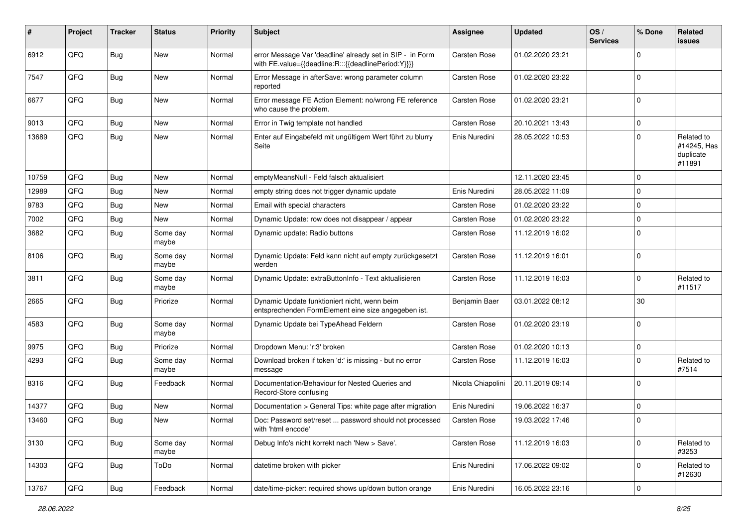| # | Project | Tracker | Status | Priority | Subject | Assignee | Updated | OS / Services | % Done | Related issues |
|---|---|---|---|---|---|---|---|---|---|---|
| 6912 | QFQ | Bug | New | Normal | error Message Var 'deadline' already set in SIP - in Form with FE.value={{deadline:R:::{{deadlinePeriod:Y}}}} | Carsten Rose | 01.02.2020 23:21 | | 0 | |
| 7547 | QFQ | Bug | New | Normal | Error Message in afterSave: wrong parameter column reported | Carsten Rose | 01.02.2020 23:22 | | 0 | |
| 6677 | QFQ | Bug | New | Normal | Error message FE Action Element: no/wrong FE reference who cause the problem. | Carsten Rose | 01.02.2020 23:21 | | 0 | |
| 9013 | QFQ | Bug | New | Normal | Error in Twig template not handled | Carsten Rose | 20.10.2021 13:43 | | 0 | |
| 13689 | QFQ | Bug | New | Normal | Enter auf Eingabefeld mit ungültigem Wert führt zu blurry Seite | Enis Nuredini | 28.05.2022 10:53 | | 0 | Related to #14245, Has duplicate #11891 |
| 10759 | QFQ | Bug | New | Normal | emptyMeansNull - Feld falsch aktualisiert | | 12.11.2020 23:45 | | 0 | |
| 12989 | QFQ | Bug | New | Normal | empty string does not trigger dynamic update | Enis Nuredini | 28.05.2022 11:09 | | 0 | |
| 9783 | QFQ | Bug | New | Normal | Email with special characters | Carsten Rose | 01.02.2020 23:22 | | 0 | |
| 7002 | QFQ | Bug | New | Normal | Dynamic Update: row does not disappear / appear | Carsten Rose | 01.02.2020 23:22 | | 0 | |
| 3682 | QFQ | Bug | Some day maybe | Normal | Dynamic update: Radio buttons | Carsten Rose | 11.12.2019 16:02 | | 0 | |
| 8106 | QFQ | Bug | Some day maybe | Normal | Dynamic Update: Feld kann nicht auf empty zurückgesetzt werden | Carsten Rose | 11.12.2019 16:01 | | 0 | |
| 3811 | QFQ | Bug | Some day maybe | Normal | Dynamic Update: extraButtonInfo - Text aktualisieren | Carsten Rose | 11.12.2019 16:03 | | 0 | Related to #11517 |
| 2665 | QFQ | Bug | Priorize | Normal | Dynamic Update funktioniert nicht, wenn beim entsprechenden FormElement eine size angegeben ist. | Benjamin Baer | 03.01.2022 08:12 | | 30 | |
| 4583 | QFQ | Bug | Some day maybe | Normal | Dynamic Update bei TypeAhead Feldern | Carsten Rose | 01.02.2020 23:19 | | 0 | |
| 9975 | QFQ | Bug | Priorize | Normal | Dropdown Menu: 'r:3' broken | Carsten Rose | 01.02.2020 10:13 | | 0 | |
| 4293 | QFQ | Bug | Some day maybe | Normal | Download broken if token 'd:' is missing - but no error message | Carsten Rose | 11.12.2019 16:03 | | 0 | Related to #7514 |
| 8316 | QFQ | Bug | Feedback | Normal | Documentation/Behaviour for Nested Queries and Record-Store confusing | Nicola Chiapolini | 20.11.2019 09:14 | | 0 | |
| 14377 | QFQ | Bug | New | Normal | Documentation > General Tips: white page after migration | Enis Nuredini | 19.06.2022 16:37 | | 0 | |
| 13460 | QFQ | Bug | New | Normal | Doc: Password set/reset ... password should not processed with 'html encode' | Carsten Rose | 19.03.2022 17:46 | | 0 | |
| 3130 | QFQ | Bug | Some day maybe | Normal | Debug Info's nicht korrekt nach 'New > Save'. | Carsten Rose | 11.12.2019 16:03 | | 0 | Related to #3253 |
| 14303 | QFQ | Bug | ToDo | Normal | datetime broken with picker | Enis Nuredini | 17.06.2022 09:02 | | 0 | Related to #12630 |
| 13767 | QFQ | Bug | Feedback | Normal | date/time-picker: required shows up/down button orange | Enis Nuredini | 16.05.2022 23:16 | | 0 | |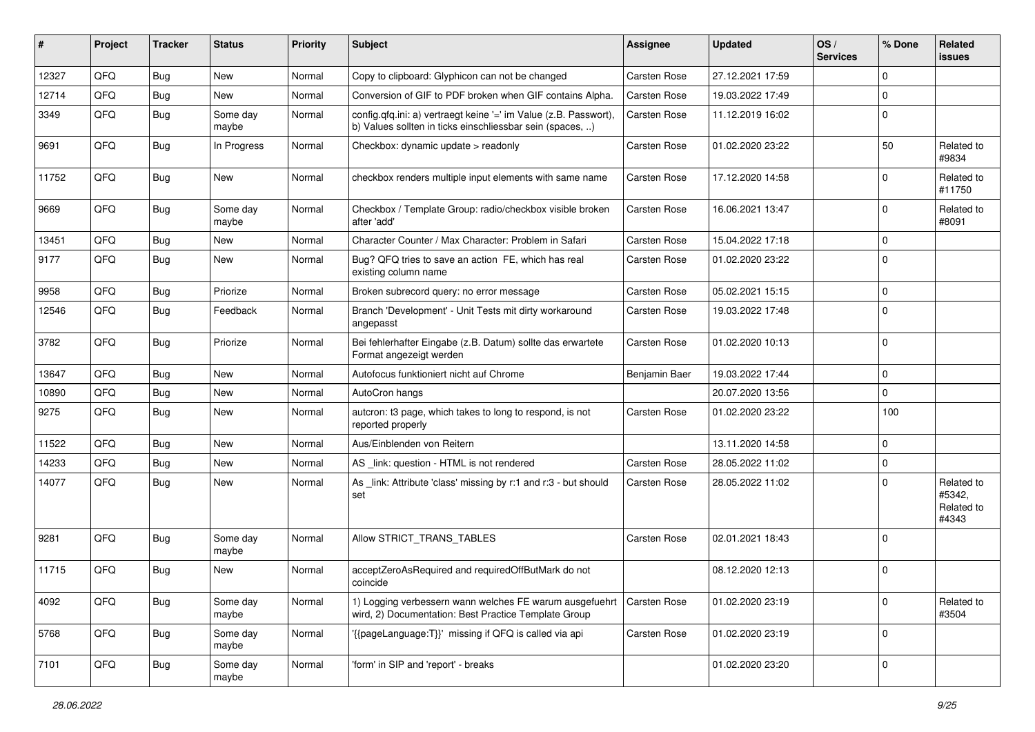| # | Project | Tracker | Status | Priority | Subject | Assignee | Updated | OS / Services | % Done | Related issues |
|---|---|---|---|---|---|---|---|---|---|---|
| 12327 | QFQ | Bug | New | Normal | Copy to clipboard: Glyphicon can not be changed | Carsten Rose | 27.12.2021 17:59 | | 0 | |
| 12714 | QFQ | Bug | New | Normal | Conversion of GIF to PDF broken when GIF contains Alpha. | Carsten Rose | 19.03.2022 17:49 | | 0 | |
| 3349 | QFQ | Bug | Some day maybe | Normal | config.qfq.ini: a) vertraegt keine '=' im Value (z.B. Passwort), b) Values sollten in ticks einschliessbar sein (spaces, ..) | Carsten Rose | 11.12.2019 16:02 | | 0 | |
| 9691 | QFQ | Bug | In Progress | Normal | Checkbox: dynamic update > readonly | Carsten Rose | 01.02.2020 23:22 | | 50 | Related to #9834 |
| 11752 | QFQ | Bug | New | Normal | checkbox renders multiple input elements with same name | Carsten Rose | 17.12.2020 14:58 | | 0 | Related to #11750 |
| 9669 | QFQ | Bug | Some day maybe | Normal | Checkbox / Template Group: radio/checkbox visible broken after 'add' | Carsten Rose | 16.06.2021 13:47 | | 0 | Related to #8091 |
| 13451 | QFQ | Bug | New | Normal | Character Counter / Max Character: Problem in Safari | Carsten Rose | 15.04.2022 17:18 | | 0 | |
| 9177 | QFQ | Bug | New | Normal | Bug? QFQ tries to save an action FE, which has real existing column name | Carsten Rose | 01.02.2020 23:22 | | 0 | |
| 9958 | QFQ | Bug | Priorize | Normal | Broken subrecord query: no error message | Carsten Rose | 05.02.2021 15:15 | | 0 | |
| 12546 | QFQ | Bug | Feedback | Normal | Branch 'Development' - Unit Tests mit dirty workaround angepasst | Carsten Rose | 19.03.2022 17:48 | | 0 | |
| 3782 | QFQ | Bug | Priorize | Normal | Bei fehlerhafter Eingabe (z.B. Datum) sollte das erwartete Format angezeigt werden | Carsten Rose | 01.02.2020 10:13 | | 0 | |
| 13647 | QFQ | Bug | New | Normal | Autofocus funktioniert nicht auf Chrome | Benjamin Baer | 19.03.2022 17:44 | | 0 | |
| 10890 | QFQ | Bug | New | Normal | AutoCron hangs | | 20.07.2020 13:56 | | 0 | |
| 9275 | QFQ | Bug | New | Normal | autcron: t3 page, which takes to long to respond, is not reported properly | Carsten Rose | 01.02.2020 23:22 | | 100 | |
| 11522 | QFQ | Bug | New | Normal | Aus/Einblenden von Reitern | | 13.11.2020 14:58 | | 0 | |
| 14233 | QFQ | Bug | New | Normal | AS _link: question - HTML is not rendered | Carsten Rose | 28.05.2022 11:02 | | 0 | |
| 14077 | QFQ | Bug | New | Normal | As _link: Attribute 'class' missing by r:1 and r:3 - but should set | Carsten Rose | 28.05.2022 11:02 | | 0 | Related to #5342, Related to #4343 |
| 9281 | QFQ | Bug | Some day maybe | Normal | Allow STRICT_TRANS_TABLES | Carsten Rose | 02.01.2021 18:43 | | 0 | |
| 11715 | QFQ | Bug | New | Normal | acceptZeroAsRequired and requiredOffButMark do not coincide | | 08.12.2020 12:13 | | 0 | |
| 4092 | QFQ | Bug | Some day maybe | Normal | 1) Logging verbessern wann welches FE warum ausgefuehrt wird, 2) Documentation: Best Practice Template Group | Carsten Rose | 01.02.2020 23:19 | | 0 | Related to #3504 |
| 5768 | QFQ | Bug | Some day maybe | Normal | '{{pageLanguage:T}}' missing if QFQ is called via api | Carsten Rose | 01.02.2020 23:19 | | 0 | |
| 7101 | QFQ | Bug | Some day maybe | Normal | 'form' in SIP and 'report' - breaks | | 01.02.2020 23:20 | | 0 | |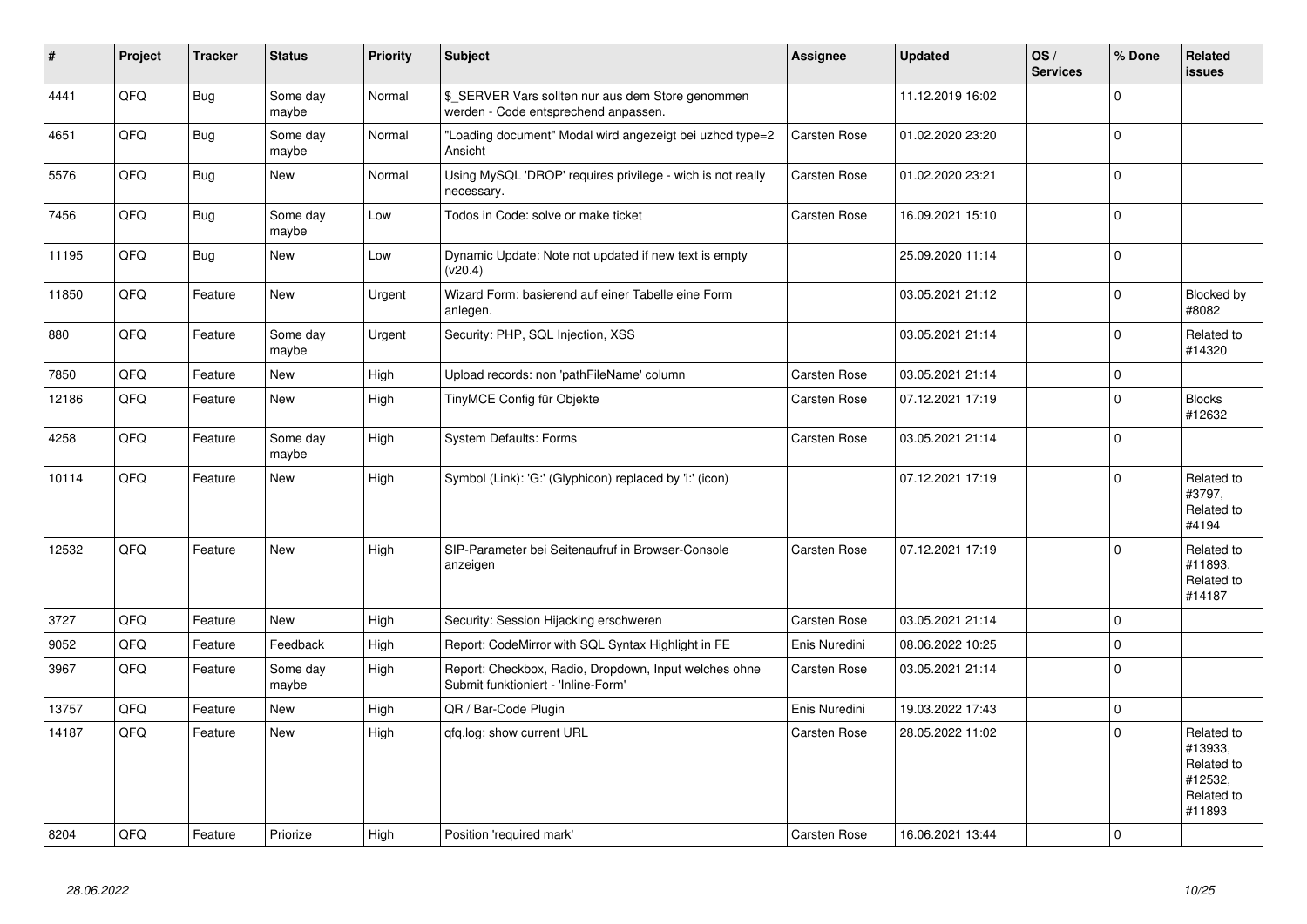| # | Project | Tracker | Status | Priority | Subject | Assignee | Updated | OS / Services | % Done | Related issues |
|---|---|---|---|---|---|---|---|---|---|---|
| 4441 | QFQ | Bug | Some day maybe | Normal | $_SERVER Vars sollten nur aus dem Store genommen werden - Code entsprechend anpassen. |  | 11.12.2019 16:02 |  | 0 |  |
| 4651 | QFQ | Bug | Some day maybe | Normal | "Loading document" Modal wird angezeigt bei uzhcd type=2 Ansicht | Carsten Rose | 01.02.2020 23:20 |  | 0 |  |
| 5576 | QFQ | Bug | New | Normal | Using MySQL 'DROP' requires privilege - wich is not really necessary. | Carsten Rose | 01.02.2020 23:21 |  | 0 |  |
| 7456 | QFQ | Bug | Some day maybe | Low | Todos in Code: solve or make ticket | Carsten Rose | 16.09.2021 15:10 |  | 0 |  |
| 11195 | QFQ | Bug | New | Low | Dynamic Update: Note not updated if new text is empty (v20.4) |  | 25.09.2020 11:14 |  | 0 |  |
| 11850 | QFQ | Feature | New | Urgent | Wizard Form: basierend auf einer Tabelle eine Form anlegen. |  | 03.05.2021 21:12 |  | 0 | Blocked by #8082 |
| 880 | QFQ | Feature | Some day maybe | Urgent | Security: PHP, SQL Injection, XSS |  | 03.05.2021 21:14 |  | 0 | Related to #14320 |
| 7850 | QFQ | Feature | New | High | Upload records: non 'pathFileName' column | Carsten Rose | 03.05.2021 21:14 |  | 0 |  |
| 12186 | QFQ | Feature | New | High | TinyMCE Config für Objekte | Carsten Rose | 07.12.2021 17:19 |  | 0 | Blocks #12632 |
| 4258 | QFQ | Feature | Some day maybe | High | System Defaults: Forms | Carsten Rose | 03.05.2021 21:14 |  | 0 |  |
| 10114 | QFQ | Feature | New | High | Symbol (Link): 'G:' (Glyphicon) replaced by 'i:' (icon) |  | 07.12.2021 17:19 |  | 0 | Related to #3797, Related to #4194 |
| 12532 | QFQ | Feature | New | High | SIP-Parameter bei Seitenaufruf in Browser-Console anzeigen | Carsten Rose | 07.12.2021 17:19 |  | 0 | Related to #11893, Related to #14187 |
| 3727 | QFQ | Feature | New | High | Security: Session Hijacking erschweren | Carsten Rose | 03.05.2021 21:14 |  | 0 |  |
| 9052 | QFQ | Feature | Feedback | High | Report: CodeMirror with SQL Syntax Highlight in FE | Enis Nuredini | 08.06.2022 10:25 |  | 0 |  |
| 3967 | QFQ | Feature | Some day maybe | High | Report: Checkbox, Radio, Dropdown, Input welches ohne Submit funktioniert - 'Inline-Form' | Carsten Rose | 03.05.2021 21:14 |  | 0 |  |
| 13757 | QFQ | Feature | New | High | QR / Bar-Code Plugin | Enis Nuredini | 19.03.2022 17:43 |  | 0 |  |
| 14187 | QFQ | Feature | New | High | qfq.log: show current URL | Carsten Rose | 28.05.2022 11:02 |  | 0 | Related to #13933, Related to #12532, Related to #11893 |
| 8204 | QFQ | Feature | Priorize | High | Position 'required mark' | Carsten Rose | 16.06.2021 13:44 |  | 0 |  |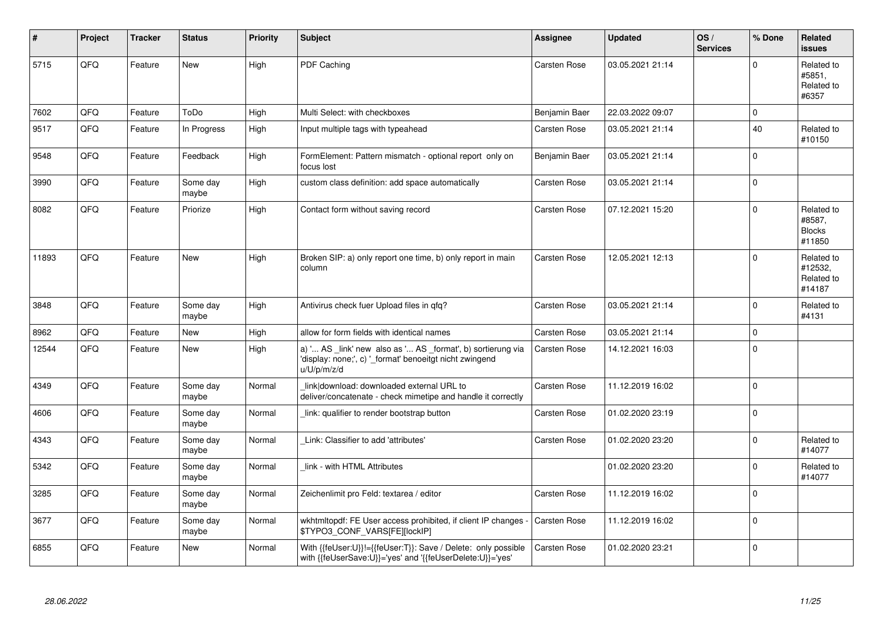| # | Project | Tracker | Status | Priority | Subject | Assignee | Updated | OS / Services | % Done | Related issues |
|---|---|---|---|---|---|---|---|---|---|---|
| 5715 | QFQ | Feature | New | High | PDF Caching | Carsten Rose | 03.05.2021 21:14 | | 0 | Related to #5851, Related to #6357 |
| 7602 | QFQ | Feature | ToDo | High | Multi Select: with checkboxes | Benjamin Baer | 22.03.2022 09:07 | | 0 | |
| 9517 | QFQ | Feature | In Progress | High | Input multiple tags with typeahead | Carsten Rose | 03.05.2021 21:14 | | 40 | Related to #10150 |
| 9548 | QFQ | Feature | Feedback | High | FormElement: Pattern mismatch - optional report only on focus lost | Benjamin Baer | 03.05.2021 21:14 | | 0 | |
| 3990 | QFQ | Feature | Some day maybe | High | custom class definition: add space automatically | Carsten Rose | 03.05.2021 21:14 | | 0 | |
| 8082 | QFQ | Feature | Priorize | High | Contact form without saving record | Carsten Rose | 07.12.2021 15:20 | | 0 | Related to #8587, Blocks #11850 |
| 11893 | QFQ | Feature | New | High | Broken SIP: a) only report one time, b) only report in main column | Carsten Rose | 12.05.2021 12:13 | | 0 | Related to #12532, Related to #14187 |
| 3848 | QFQ | Feature | Some day maybe | High | Antivirus check fuer Upload files in qfq? | Carsten Rose | 03.05.2021 21:14 | | 0 | Related to #4131 |
| 8962 | QFQ | Feature | New | High | allow for form fields with identical names | Carsten Rose | 03.05.2021 21:14 | | 0 | |
| 12544 | QFQ | Feature | New | High | a) '... AS _link' new also as '... AS _format', b) sortierung via 'display: none;', c) '_format' benoeitgt nicht zwingend u/U/p/m/z/d | Carsten Rose | 14.12.2021 16:03 | | 0 | |
| 4349 | QFQ | Feature | Some day maybe | Normal | link\|download: downloaded external URL to deliver/concatenate - check mimetipe and handle it correctly | Carsten Rose | 11.12.2019 16:02 | | 0 | |
| 4606 | QFQ | Feature | Some day maybe | Normal | link: qualifier to render bootstrap button | Carsten Rose | 01.02.2020 23:19 | | 0 | |
| 4343 | QFQ | Feature | Some day maybe | Normal | Link: Classifier to add 'attributes' | Carsten Rose | 01.02.2020 23:20 | | 0 | Related to #14077 |
| 5342 | QFQ | Feature | Some day maybe | Normal | link - with HTML Attributes | | 01.02.2020 23:20 | | 0 | Related to #14077 |
| 3285 | QFQ | Feature | Some day maybe | Normal | Zeichenlimit pro Feld: textarea / editor | Carsten Rose | 11.12.2019 16:02 | | 0 | |
| 3677 | QFQ | Feature | Some day maybe | Normal | wkhtmltopdf: FE User access prohibited, if client IP changes - $TYPO3_CONF_VARS[FE][lockIP] | Carsten Rose | 11.12.2019 16:02 | | 0 | |
| 6855 | QFQ | Feature | New | Normal | With {{feUser:U}}!={{feUser:T}}: Save / Delete: only possible with {{feUserSave:U}}='yes' and '{{feUserDelete:U}}='yes' | Carsten Rose | 01.02.2020 23:21 | | 0 | |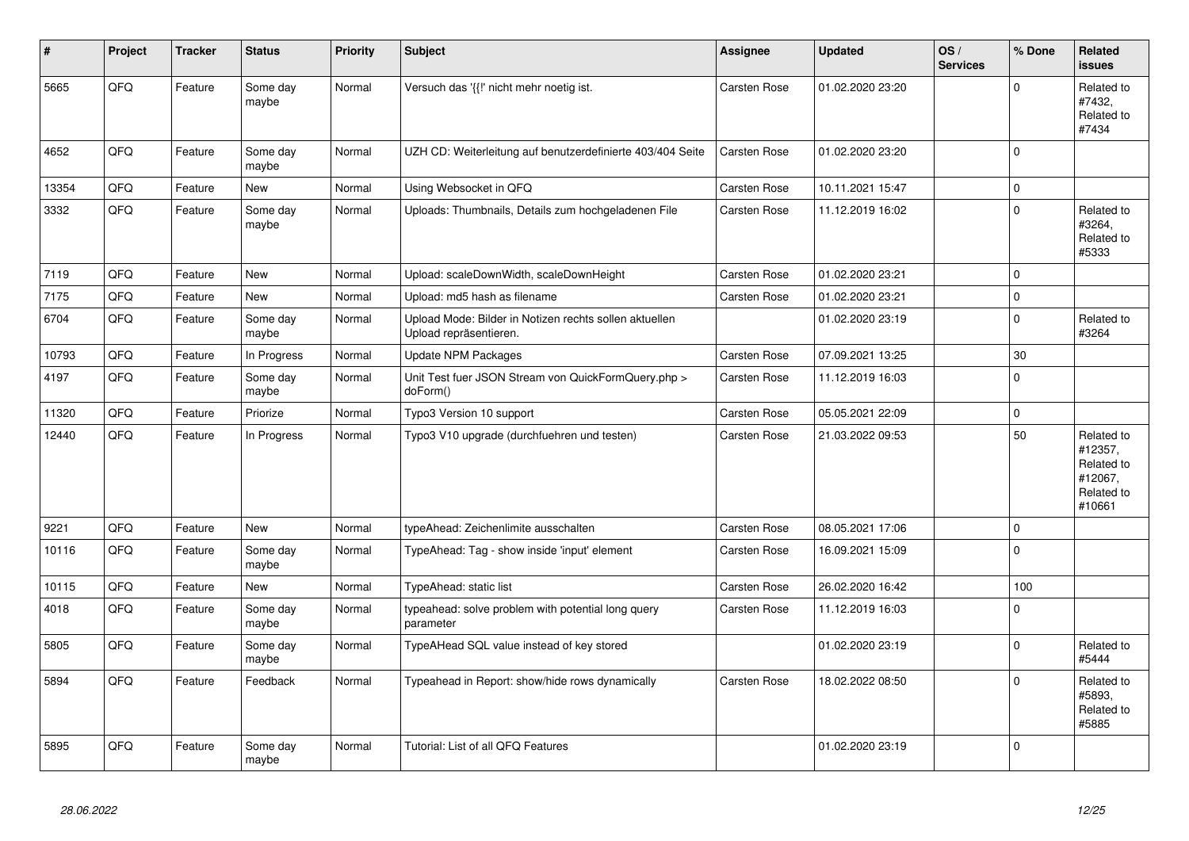| # | Project | Tracker | Status | Priority | Subject | Assignee | Updated | OS / Services | % Done | Related issues |
|---|---|---|---|---|---|---|---|---|---|---|
| 5665 | QFQ | Feature | Some day maybe | Normal | Versuch das '{{!' nicht mehr noetig ist. | Carsten Rose | 01.02.2020 23:20 | | 0 | Related to #7432, Related to #7434 |
| 4652 | QFQ | Feature | Some day maybe | Normal | UZH CD: Weiterleitung auf benutzerdefinierte 403/404 Seite | Carsten Rose | 01.02.2020 23:20 | | 0 | |
| 13354 | QFQ | Feature | New | Normal | Using Websocket in QFQ | Carsten Rose | 10.11.2021 15:47 | | 0 | |
| 3332 | QFQ | Feature | Some day maybe | Normal | Uploads: Thumbnails, Details zum hochgeladenen File | Carsten Rose | 11.12.2019 16:02 | | 0 | Related to #3264, Related to #5333 |
| 7119 | QFQ | Feature | New | Normal | Upload: scaleDownWidth, scaleDownHeight | Carsten Rose | 01.02.2020 23:21 | | 0 | |
| 7175 | QFQ | Feature | New | Normal | Upload: md5 hash as filename | Carsten Rose | 01.02.2020 23:21 | | 0 | |
| 6704 | QFQ | Feature | Some day maybe | Normal | Upload Mode: Bilder in Notizen rechts sollen aktuellen Upload repräsentieren. | | 01.02.2020 23:19 | | 0 | Related to #3264 |
| 10793 | QFQ | Feature | In Progress | Normal | Update NPM Packages | Carsten Rose | 07.09.2021 13:25 | | 30 | |
| 4197 | QFQ | Feature | Some day maybe | Normal | Unit Test fuer JSON Stream von QuickFormQuery.php > doForm() | Carsten Rose | 11.12.2019 16:03 | | 0 | |
| 11320 | QFQ | Feature | Priorize | Normal | Typo3 Version 10 support | Carsten Rose | 05.05.2021 22:09 | | 0 | |
| 12440 | QFQ | Feature | In Progress | Normal | Typo3 V10 upgrade (durchfuehren und testen) | Carsten Rose | 21.03.2022 09:53 | | 50 | Related to #12357, Related to #12067, Related to #10661 |
| 9221 | QFQ | Feature | New | Normal | typeAhead: Zeichenlimite ausschalten | Carsten Rose | 08.05.2021 17:06 | | 0 | |
| 10116 | QFQ | Feature | Some day maybe | Normal | TypeAhead: Tag - show inside 'input' element | Carsten Rose | 16.09.2021 15:09 | | 0 | |
| 10115 | QFQ | Feature | New | Normal | TypeAhead: static list | Carsten Rose | 26.02.2020 16:42 | | 100 | |
| 4018 | QFQ | Feature | Some day maybe | Normal | typeahead: solve problem with potential long query parameter | Carsten Rose | 11.12.2019 16:03 | | 0 | |
| 5805 | QFQ | Feature | Some day maybe | Normal | TypeAHead SQL value instead of key stored | | 01.02.2020 23:19 | | 0 | Related to #5444 |
| 5894 | QFQ | Feature | Feedback | Normal | Typeahead in Report: show/hide rows dynamically | Carsten Rose | 18.02.2022 08:50 | | 0 | Related to #5893, Related to #5885 |
| 5895 | QFQ | Feature | Some day maybe | Normal | Tutorial: List of all QFQ Features | | 01.02.2020 23:19 | | 0 | |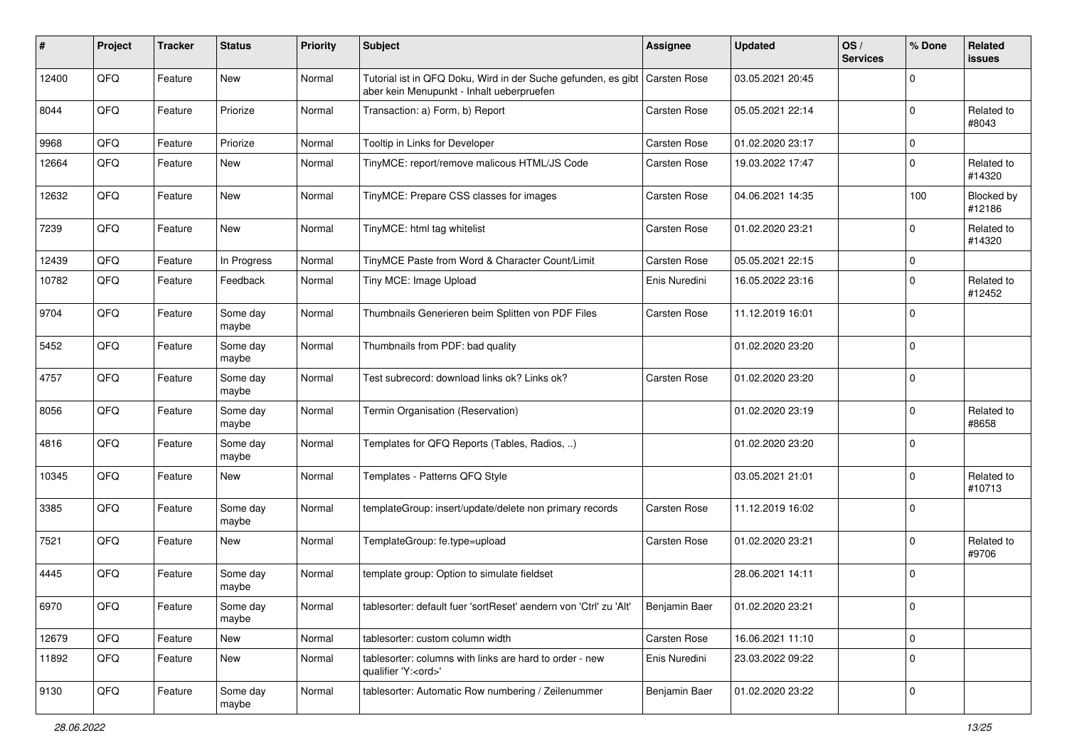| # | Project | Tracker | Status | Priority | Subject | Assignee | Updated | OS / Services | % Done | Related issues |
|---|---|---|---|---|---|---|---|---|---|---|
| 12400 | QFQ | Feature | New | Normal | Tutorial ist in QFQ Doku, Wird in der Suche gefunden, es gibt aber kein Menupunkt - Inhalt ueberpruefen | Carsten Rose | 03.05.2021 20:45 | | 0 | |
| 8044 | QFQ | Feature | Priorize | Normal | Transaction: a) Form, b) Report | Carsten Rose | 05.05.2021 22:14 | | 0 | Related to #8043 |
| 9968 | QFQ | Feature | Priorize | Normal | Tooltip in Links for Developer | Carsten Rose | 01.02.2020 23:17 | | 0 | |
| 12664 | QFQ | Feature | New | Normal | TinyMCE: report/remove malicous HTML/JS Code | Carsten Rose | 19.03.2022 17:47 | | 0 | Related to #14320 |
| 12632 | QFQ | Feature | New | Normal | TinyMCE: Prepare CSS classes for images | Carsten Rose | 04.06.2021 14:35 | | 100 | Blocked by #12186 |
| 7239 | QFQ | Feature | New | Normal | TinyMCE: html tag whitelist | Carsten Rose | 01.02.2020 23:21 | | 0 | Related to #14320 |
| 12439 | QFQ | Feature | In Progress | Normal | TinyMCE Paste from Word & Character Count/Limit | Carsten Rose | 05.05.2021 22:15 | | 0 | |
| 10782 | QFQ | Feature | Feedback | Normal | Tiny MCE: Image Upload | Enis Nuredini | 16.05.2022 23:16 | | 0 | Related to #12452 |
| 9704 | QFQ | Feature | Some day maybe | Normal | Thumbnails Generieren beim Splitten von PDF Files | Carsten Rose | 11.12.2019 16:01 | | 0 | |
| 5452 | QFQ | Feature | Some day maybe | Normal | Thumbnails from PDF: bad quality | | 01.02.2020 23:20 | | 0 | |
| 4757 | QFQ | Feature | Some day maybe | Normal | Test subrecord: download links ok? Links ok? | Carsten Rose | 01.02.2020 23:20 | | 0 | |
| 8056 | QFQ | Feature | Some day maybe | Normal | Termin Organisation (Reservation) | | 01.02.2020 23:19 | | 0 | Related to #8658 |
| 4816 | QFQ | Feature | Some day maybe | Normal | Templates for QFQ Reports (Tables, Radios, ..) | | 01.02.2020 23:20 | | 0 | |
| 10345 | QFQ | Feature | New | Normal | Templates - Patterns QFQ Style | | 03.05.2021 21:01 | | 0 | Related to #10713 |
| 3385 | QFQ | Feature | Some day maybe | Normal | templateGroup: insert/update/delete non primary records | Carsten Rose | 11.12.2019 16:02 | | 0 | |
| 7521 | QFQ | Feature | New | Normal | TemplateGroup: fe.type=upload | Carsten Rose | 01.02.2020 23:21 | | 0 | Related to #9706 |
| 4445 | QFQ | Feature | Some day maybe | Normal | template group: Option to simulate fieldset | | 28.06.2021 14:11 | | 0 | |
| 6970 | QFQ | Feature | Some day maybe | Normal | tablesorter: default fuer 'sortReset' aendern von 'Ctrl' zu 'Alt' | Benjamin Baer | 01.02.2020 23:21 | | 0 | |
| 12679 | QFQ | Feature | New | Normal | tablesorter: custom column width | Carsten Rose | 16.06.2021 11:10 | | 0 | |
| 11892 | QFQ | Feature | New | Normal | tablesorter: columns with links are hard to order - new qualifier 'Y:<ord>' | Enis Nuredini | 23.03.2022 09:22 | | 0 | |
| 9130 | QFQ | Feature | Some day maybe | Normal | tablesorter: Automatic Row numbering / Zeilenummer | Benjamin Baer | 01.02.2020 23:22 | | 0 | |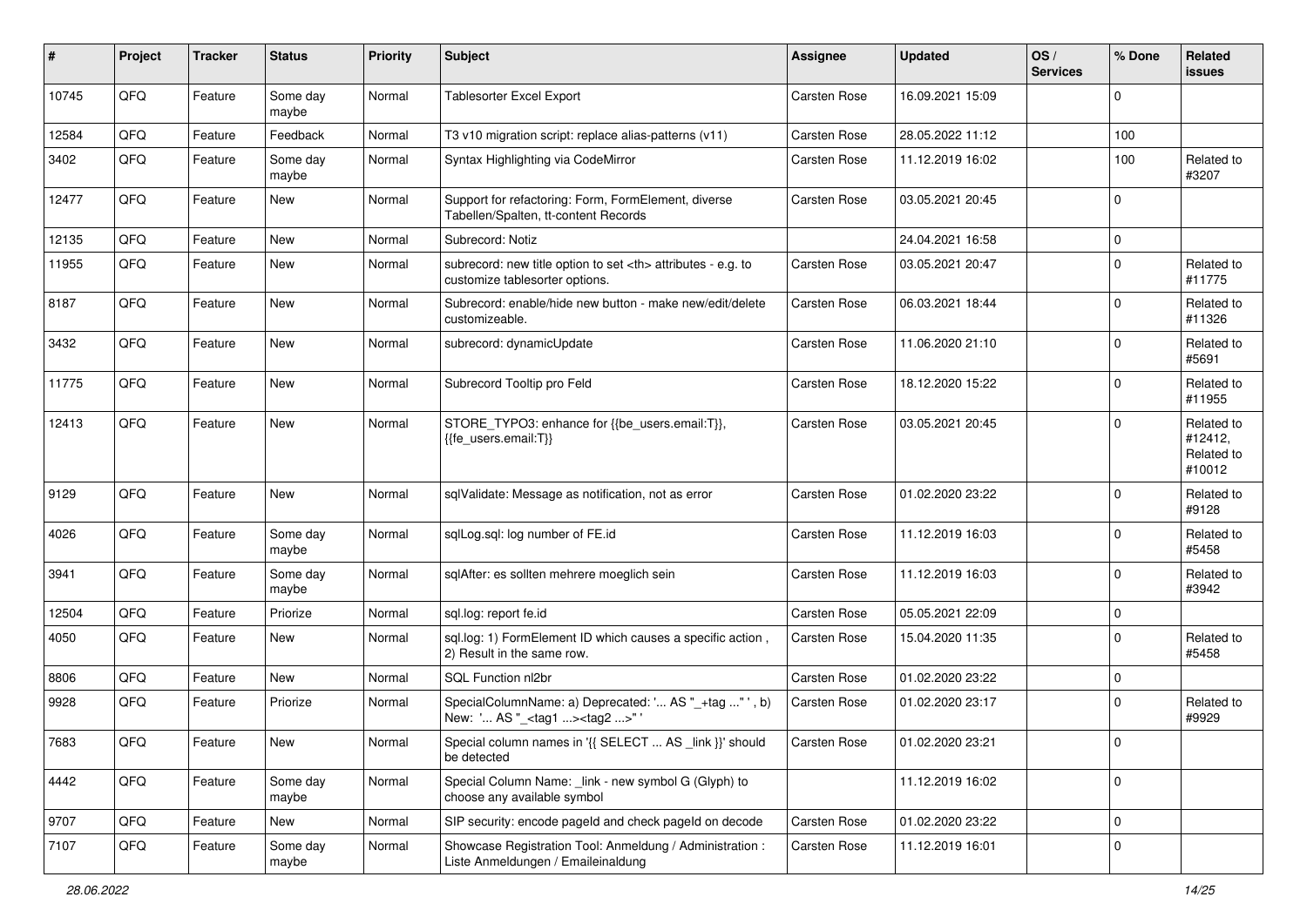| # | Project | Tracker | Status | Priority | Subject | Assignee | Updated | OS / Services | % Done | Related issues |
|---|---|---|---|---|---|---|---|---|---|---|
| 10745 | QFQ | Feature | Some day maybe | Normal | Tablesorter Excel Export | Carsten Rose | 16.09.2021 15:09 | | 0 | |
| 12584 | QFQ | Feature | Feedback | Normal | T3 v10 migration script: replace alias-patterns (v11) | Carsten Rose | 28.05.2022 11:12 | | 100 | |
| 3402 | QFQ | Feature | Some day maybe | Normal | Syntax Highlighting via CodeMirror | Carsten Rose | 11.12.2019 16:02 | | 100 | Related to #3207 |
| 12477 | QFQ | Feature | New | Normal | Support for refactoring: Form, FormElement, diverse Tabellen/Spalten, tt-content Records | Carsten Rose | 03.05.2021 20:45 | | 0 | |
| 12135 | QFQ | Feature | New | Normal | Subrecord: Notiz | | 24.04.2021 16:58 | | 0 | |
| 11955 | QFQ | Feature | New | Normal | subrecord: new title option to set <th> attributes - e.g. to customize tablesorter options. | Carsten Rose | 03.05.2021 20:47 | | 0 | Related to #11775 |
| 8187 | QFQ | Feature | New | Normal | Subrecord: enable/hide new button - make new/edit/delete customizeable. | Carsten Rose | 06.03.2021 18:44 | | 0 | Related to #11326 |
| 3432 | QFQ | Feature | New | Normal | subrecord: dynamicUpdate | Carsten Rose | 11.06.2020 21:10 | | 0 | Related to #5691 |
| 11775 | QFQ | Feature | New | Normal | Subrecord Tooltip pro Feld | Carsten Rose | 18.12.2020 15:22 | | 0 | Related to #11955 |
| 12413 | QFQ | Feature | New | Normal | STORE_TYPO3: enhance for {{be_users.email:T}}, {{fe_users.email:T}} | Carsten Rose | 03.05.2021 20:45 | | 0 | Related to #12412, Related to #10012 |
| 9129 | QFQ | Feature | New | Normal | sqlValidate: Message as notification, not as error | Carsten Rose | 01.02.2020 23:22 | | 0 | Related to #9128 |
| 4026 | QFQ | Feature | Some day maybe | Normal | sqlLog.sql: log number of FE.id | Carsten Rose | 11.12.2019 16:03 | | 0 | Related to #5458 |
| 3941 | QFQ | Feature | Some day maybe | Normal | sqlAfter: es sollten mehrere moeglich sein | Carsten Rose | 11.12.2019 16:03 | | 0 | Related to #3942 |
| 12504 | QFQ | Feature | Priorize | Normal | sql.log: report fe.id | Carsten Rose | 05.05.2021 22:09 | | 0 | |
| 4050 | QFQ | Feature | New | Normal | sql.log: 1) FormElement ID which causes a specific action , 2) Result in the same row. | Carsten Rose | 15.04.2020 11:35 | | 0 | Related to #5458 |
| 8806 | QFQ | Feature | New | Normal | SQL Function nl2br | Carsten Rose | 01.02.2020 23:22 | | 0 | |
| 9928 | QFQ | Feature | Priorize | Normal | SpecialColumnName: a) Deprecated: '... AS "_+tag ..." ', b) New: '... AS "_<tag1 ...><tag2 ...>" ' | Carsten Rose | 01.02.2020 23:17 | | 0 | Related to #9929 |
| 7683 | QFQ | Feature | New | Normal | Special column names in '{{ SELECT ... AS _link }}' should be detected | Carsten Rose | 01.02.2020 23:21 | | 0 | |
| 4442 | QFQ | Feature | Some day maybe | Normal | Special Column Name: _link - new symbol G (Glyph) to choose any available symbol | | 11.12.2019 16:02 | | 0 | |
| 9707 | QFQ | Feature | New | Normal | SIP security: encode pageId and check pageId on decode | Carsten Rose | 01.02.2020 23:22 | | 0 | |
| 7107 | QFQ | Feature | Some day maybe | Normal | Showcase Registration Tool: Anmeldung / Administration : Liste Anmeldungen / Emaileinaldung | Carsten Rose | 11.12.2019 16:01 | | 0 | |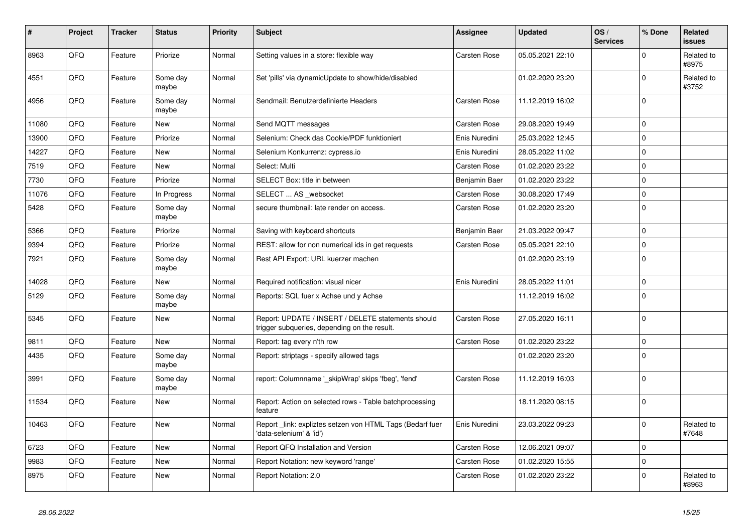| # | Project | Tracker | Status | Priority | Subject | Assignee | Updated | OS / Services | % Done | Related issues |
|---|---|---|---|---|---|---|---|---|---|---|
| 8963 | QFQ | Feature | Priorize | Normal | Setting values in a store: flexible way | Carsten Rose | 05.05.2021 22:10 | | 0 | Related to #8975 |
| 4551 | QFQ | Feature | Some day maybe | Normal | Set 'pills' via dynamicUpdate to show/hide/disabled | | 01.02.2020 23:20 | | 0 | Related to #3752 |
| 4956 | QFQ | Feature | Some day maybe | Normal | Sendmail: Benutzerdefinierte Headers | Carsten Rose | 11.12.2019 16:02 | | 0 | |
| 11080 | QFQ | Feature | New | Normal | Send MQTT messages | Carsten Rose | 29.08.2020 19:49 | | 0 | |
| 13900 | QFQ | Feature | Priorize | Normal | Selenium: Check das Cookie/PDF funktioniert | Enis Nuredini | 25.03.2022 12:45 | | 0 | |
| 14227 | QFQ | Feature | New | Normal | Selenium Konkurrenz: cypress.io | Enis Nuredini | 28.05.2022 11:02 | | 0 | |
| 7519 | QFQ | Feature | New | Normal | Select: Multi | Carsten Rose | 01.02.2020 23:22 | | 0 | |
| 7730 | QFQ | Feature | Priorize | Normal | SELECT Box: title in between | Benjamin Baer | 01.02.2020 23:22 | | 0 | |
| 11076 | QFQ | Feature | In Progress | Normal | SELECT ... AS _websocket | Carsten Rose | 30.08.2020 17:49 | | 0 | |
| 5428 | QFQ | Feature | Some day maybe | Normal | secure thumbnail: late render on access. | Carsten Rose | 01.02.2020 23:20 | | 0 | |
| 5366 | QFQ | Feature | Priorize | Normal | Saving with keyboard shortcuts | Benjamin Baer | 21.03.2022 09:47 | | 0 | |
| 9394 | QFQ | Feature | Priorize | Normal | REST: allow for non numerical ids in get requests | Carsten Rose | 05.05.2021 22:10 | | 0 | |
| 7921 | QFQ | Feature | Some day maybe | Normal | Rest API Export: URL kuerzer machen | | 01.02.2020 23:19 | | 0 | |
| 14028 | QFQ | Feature | New | Normal | Required notification: visual nicer | Enis Nuredini | 28.05.2022 11:01 | | 0 | |
| 5129 | QFQ | Feature | Some day maybe | Normal | Reports: SQL fuer x Achse und y Achse | | 11.12.2019 16:02 | | 0 | |
| 5345 | QFQ | Feature | New | Normal | Report: UPDATE / INSERT / DELETE statements should trigger subqueries, depending on the result. | Carsten Rose | 27.05.2020 16:11 | | 0 | |
| 9811 | QFQ | Feature | New | Normal | Report: tag every n'th row | Carsten Rose | 01.02.2020 23:22 | | 0 | |
| 4435 | QFQ | Feature | Some day maybe | Normal | Report: striptags - specify allowed tags | | 01.02.2020 23:20 | | 0 | |
| 3991 | QFQ | Feature | Some day maybe | Normal | report: Columnname '_skipWrap' skips 'fbeg', 'fend' | Carsten Rose | 11.12.2019 16:03 | | 0 | |
| 11534 | QFQ | Feature | New | Normal | Report: Action on selected rows - Table batchprocessing feature | | 18.11.2020 08:15 | | 0 | |
| 10463 | QFQ | Feature | New | Normal | Report _link: expliztes setzen von HTML Tags (Bedarf fuer 'data-selenium' & 'id') | Enis Nuredini | 23.03.2022 09:23 | | 0 | Related to #7648 |
| 6723 | QFQ | Feature | New | Normal | Report QFQ Installation and Version | Carsten Rose | 12.06.2021 09:07 | | 0 | |
| 9983 | QFQ | Feature | New | Normal | Report Notation: new keyword 'range' | Carsten Rose | 01.02.2020 15:55 | | 0 | |
| 8975 | QFQ | Feature | New | Normal | Report Notation: 2.0 | Carsten Rose | 01.02.2020 23:22 | | 0 | Related to #8963 |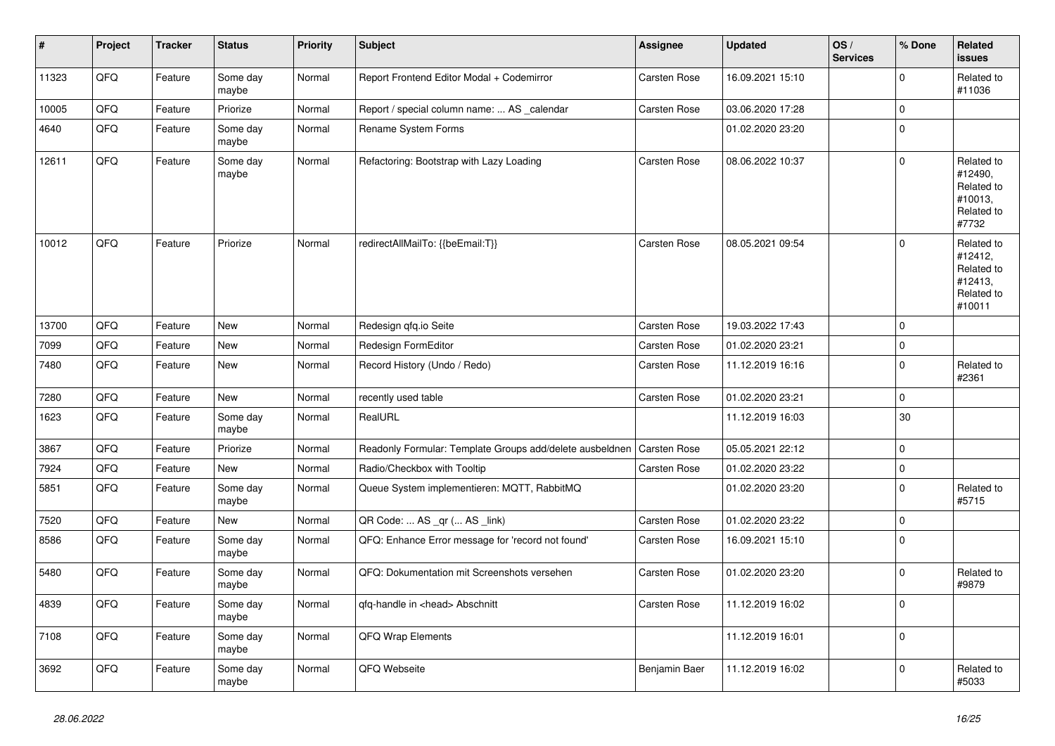| # | Project | Tracker | Status | Priority | Subject | Assignee | Updated | OS / Services | % Done | Related issues |
|---|---|---|---|---|---|---|---|---|---|---|
| 11323 | QFQ | Feature | Some day maybe | Normal | Report Frontend Editor Modal + Codemirror | Carsten Rose | 16.09.2021 15:10 | | 0 | Related to #11036 |
| 10005 | QFQ | Feature | Priorize | Normal | Report / special column name: ... AS _calendar | Carsten Rose | 03.06.2020 17:28 | | 0 | |
| 4640 | QFQ | Feature | Some day maybe | Normal | Rename System Forms | | 01.02.2020 23:20 | | 0 | |
| 12611 | QFQ | Feature | Some day maybe | Normal | Refactoring: Bootstrap with Lazy Loading | Carsten Rose | 08.06.2022 10:37 | | 0 | Related to #12490, Related to #10013, Related to #7732 |
| 10012 | QFQ | Feature | Priorize | Normal | redirectAllMailTo: {{beEmail:T}} | Carsten Rose | 08.05.2021 09:54 | | 0 | Related to #12412, Related to #12413, Related to #10011 |
| 13700 | QFQ | Feature | New | Normal | Redesign qfq.io Seite | Carsten Rose | 19.03.2022 17:43 | | 0 | |
| 7099 | QFQ | Feature | New | Normal | Redesign FormEditor | Carsten Rose | 01.02.2020 23:21 | | 0 | |
| 7480 | QFQ | Feature | New | Normal | Record History (Undo / Redo) | Carsten Rose | 11.12.2019 16:16 | | 0 | Related to #2361 |
| 7280 | QFQ | Feature | New | Normal | recently used table | Carsten Rose | 01.02.2020 23:21 | | 0 | |
| 1623 | QFQ | Feature | Some day maybe | Normal | RealURL | | 11.12.2019 16:03 | | 30 | |
| 3867 | QFQ | Feature | Priorize | Normal | Readonly Formular: Template Groups add/delete ausbeldnen | Carsten Rose | 05.05.2021 22:12 | | 0 | |
| 7924 | QFQ | Feature | New | Normal | Radio/Checkbox with Tooltip | Carsten Rose | 01.02.2020 23:22 | | 0 | |
| 5851 | QFQ | Feature | Some day maybe | Normal | Queue System implementieren: MQTT, RabbitMQ | | 01.02.2020 23:20 | | 0 | Related to #5715 |
| 7520 | QFQ | Feature | New | Normal | QR Code: ... AS _qr (... AS _link) | Carsten Rose | 01.02.2020 23:22 | | 0 | |
| 8586 | QFQ | Feature | Some day maybe | Normal | QFQ: Enhance Error message for 'record not found' | Carsten Rose | 16.09.2021 15:10 | | 0 | |
| 5480 | QFQ | Feature | Some day maybe | Normal | QFQ: Dokumentation mit Screenshots versehen | Carsten Rose | 01.02.2020 23:20 | | 0 | Related to #9879 |
| 4839 | QFQ | Feature | Some day maybe | Normal | qfq-handle in <head> Abschnitt | Carsten Rose | 11.12.2019 16:02 | | 0 | |
| 7108 | QFQ | Feature | Some day maybe | Normal | QFQ Wrap Elements | | 11.12.2019 16:01 | | 0 | |
| 3692 | QFQ | Feature | Some day maybe | Normal | QFQ Webseite | Benjamin Baer | 11.12.2019 16:02 | | 0 | Related to #5033 |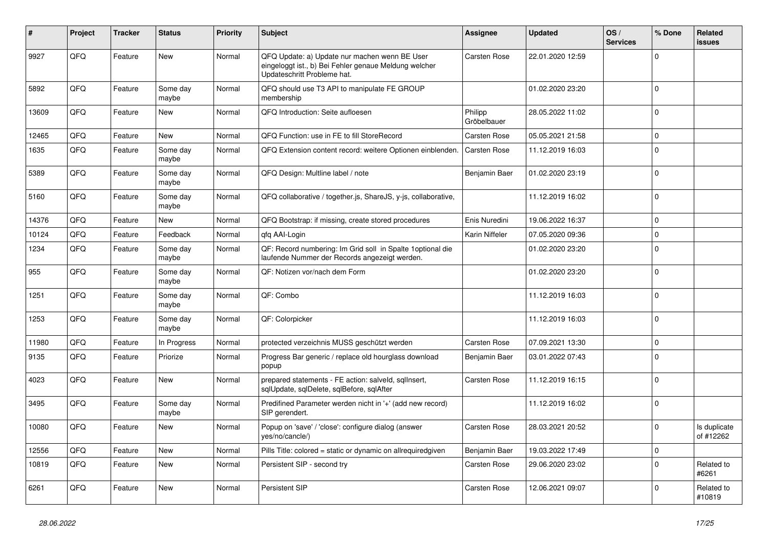| # | Project | Tracker | Status | Priority | Subject | Assignee | Updated | OS / Services | % Done | Related issues |
|---|---|---|---|---|---|---|---|---|---|---|
| 9927 | QFQ | Feature | New | Normal | QFQ Update: a) Update nur machen wenn BE User eingeloggt ist., b) Bei Fehler genaue Meldung welcher Updateschritt Probleme hat. | Carsten Rose | 22.01.2020 12:59 | | 0 | |
| 5892 | QFQ | Feature | Some day maybe | Normal | QFQ should use T3 API to manipulate FE GROUP membership | | 01.02.2020 23:20 | | 0 | |
| 13609 | QFQ | Feature | New | Normal | QFQ Introduction: Seite aufloesen | Philipp Gröbelbauer | 28.05.2022 11:02 | | 0 | |
| 12465 | QFQ | Feature | New | Normal | QFQ Function: use in FE to fill StoreRecord | Carsten Rose | 05.05.2021 21:58 | | 0 | |
| 1635 | QFQ | Feature | Some day maybe | Normal | QFQ Extension content record: weitere Optionen einblenden. | Carsten Rose | 11.12.2019 16:03 | | 0 | |
| 5389 | QFQ | Feature | Some day maybe | Normal | QFQ Design: Multline label / note | Benjamin Baer | 01.02.2020 23:19 | | 0 | |
| 5160 | QFQ | Feature | Some day maybe | Normal | QFQ collaborative / together.js, ShareJS, y-js, collaborative, | | 11.12.2019 16:02 | | 0 | |
| 14376 | QFQ | Feature | New | Normal | QFQ Bootstrap: if missing, create stored procedures | Enis Nuredini | 19.06.2022 16:37 | | 0 | |
| 10124 | QFQ | Feature | Feedback | Normal | qfq AAI-Login | Karin Niffeler | 07.05.2020 09:36 | | 0 | |
| 1234 | QFQ | Feature | Some day maybe | Normal | QF: Record numbering: Im Grid soll in Spalte 1optional die laufende Nummer der Records angezeigt werden. | | 01.02.2020 23:20 | | 0 | |
| 955 | QFQ | Feature | Some day maybe | Normal | QF: Notizen vor/nach dem Form | | 01.02.2020 23:20 | | 0 | |
| 1251 | QFQ | Feature | Some day maybe | Normal | QF: Combo | | 11.12.2019 16:03 | | 0 | |
| 1253 | QFQ | Feature | Some day maybe | Normal | QF: Colorpicker | | 11.12.2019 16:03 | | 0 | |
| 11980 | QFQ | Feature | In Progress | Normal | protected verzeichnis MUSS geschützt werden | Carsten Rose | 07.09.2021 13:30 | | 0 | |
| 9135 | QFQ | Feature | Priorize | Normal | Progress Bar generic / replace old hourglass download popup | Benjamin Baer | 03.01.2022 07:43 | | 0 | |
| 4023 | QFQ | Feature | New | Normal | prepared statements - FE action: salveld, sqlInsert, sqlUpdate, sqlDelete, sqlBefore, sqlAfter | Carsten Rose | 11.12.2019 16:15 | | 0 | |
| 3495 | QFQ | Feature | Some day maybe | Normal | Predifined Parameter werden nicht in '+' (add new record) SIP gerendert. | | 11.12.2019 16:02 | | 0 | |
| 10080 | QFQ | Feature | New | Normal | Popup on 'save' / 'close': configure dialog (answer yes/no/cancle/) | Carsten Rose | 28.03.2021 20:52 | | 0 | Is duplicate of #12262 |
| 12556 | QFQ | Feature | New | Normal | Pills Title: colored = static or dynamic on allrequiredgiven | Benjamin Baer | 19.03.2022 17:49 | | 0 | |
| 10819 | QFQ | Feature | New | Normal | Persistent SIP - second try | Carsten Rose | 29.06.2020 23:02 | | 0 | Related to #6261 |
| 6261 | QFQ | Feature | New | Normal | Persistent SIP | Carsten Rose | 12.06.2021 09:07 | | 0 | Related to #10819 |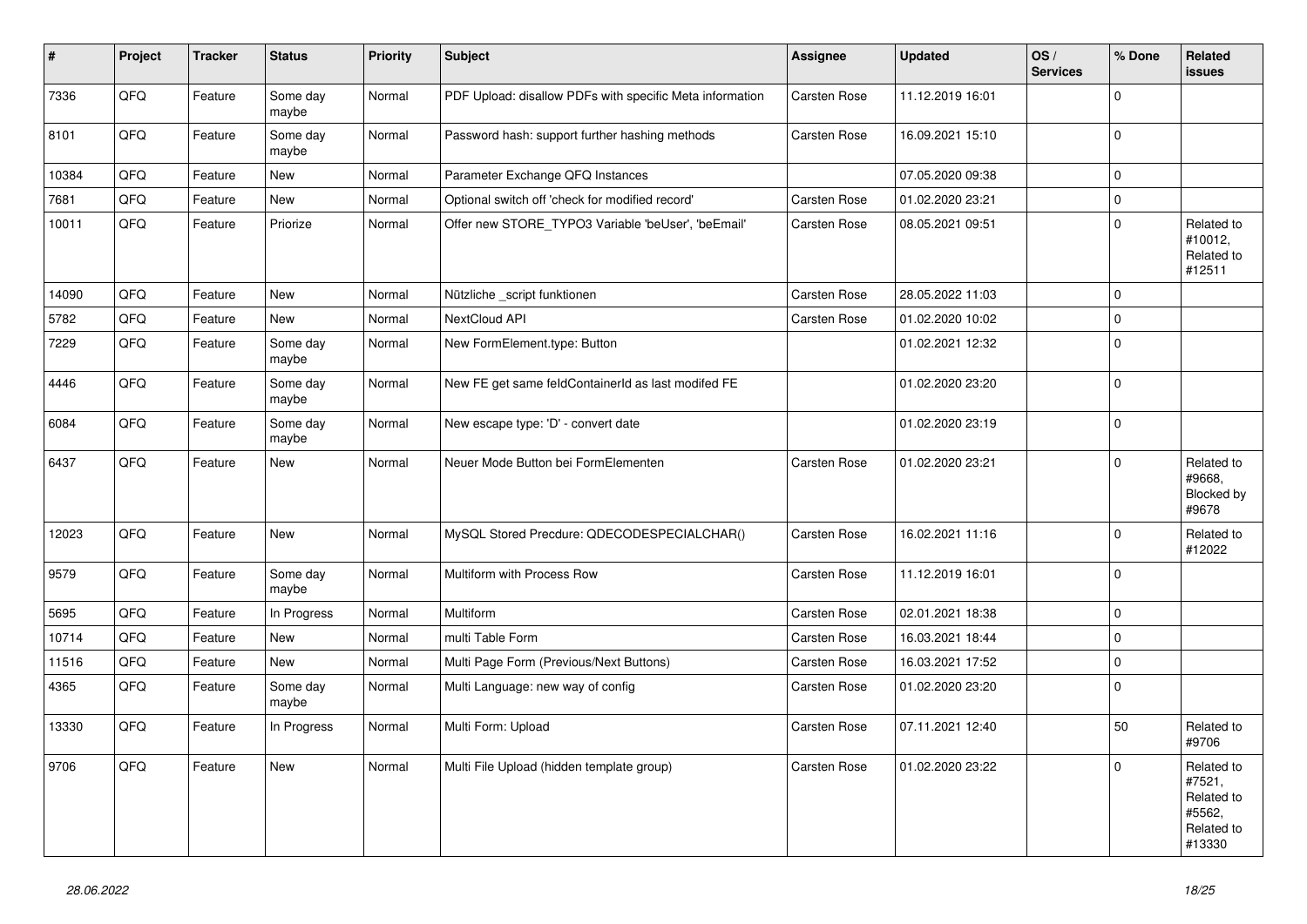| # | Project | Tracker | Status | Priority | Subject | Assignee | Updated | OS / Services | % Done | Related issues |
|---|---|---|---|---|---|---|---|---|---|---|
| 7336 | QFQ | Feature | Some day maybe | Normal | PDF Upload: disallow PDFs with specific Meta information | Carsten Rose | 11.12.2019 16:01 | | 0 | |
| 8101 | QFQ | Feature | Some day maybe | Normal | Password hash: support further hashing methods | Carsten Rose | 16.09.2021 15:10 | | 0 | |
| 10384 | QFQ | Feature | New | Normal | Parameter Exchange QFQ Instances | | 07.05.2020 09:38 | | 0 | |
| 7681 | QFQ | Feature | New | Normal | Optional switch off 'check for modified record' | Carsten Rose | 01.02.2020 23:21 | | 0 | |
| 10011 | QFQ | Feature | Priorize | Normal | Offer new STORE_TYPO3 Variable 'beUser', 'beEmail' | Carsten Rose | 08.05.2021 09:51 | | 0 | Related to #10012, Related to #12511 |
| 14090 | QFQ | Feature | New | Normal | Nützliche _script funktionen | Carsten Rose | 28.05.2022 11:03 | | 0 | |
| 5782 | QFQ | Feature | New | Normal | NextCloud API | Carsten Rose | 01.02.2020 10:02 | | 0 | |
| 7229 | QFQ | Feature | Some day maybe | Normal | New FormElement.type: Button | | 01.02.2021 12:32 | | 0 | |
| 4446 | QFQ | Feature | Some day maybe | Normal | New FE get same feldContainerId as last modifed FE | | 01.02.2020 23:20 | | 0 | |
| 6084 | QFQ | Feature | Some day maybe | Normal | New escape type: 'D' - convert date | | 01.02.2020 23:19 | | 0 | |
| 6437 | QFQ | Feature | New | Normal | Neuer Mode Button bei FormElementen | Carsten Rose | 01.02.2020 23:21 | | 0 | Related to #9668, Blocked by #9678 |
| 12023 | QFQ | Feature | New | Normal | MySQL Stored Precdure: QDECODESPECIALCHAR() | Carsten Rose | 16.02.2021 11:16 | | 0 | Related to #12022 |
| 9579 | QFQ | Feature | Some day maybe | Normal | Multiform with Process Row | Carsten Rose | 11.12.2019 16:01 | | 0 | |
| 5695 | QFQ | Feature | In Progress | Normal | Multiform | Carsten Rose | 02.01.2021 18:38 | | 0 | |
| 10714 | QFQ | Feature | New | Normal | multi Table Form | Carsten Rose | 16.03.2021 18:44 | | 0 | |
| 11516 | QFQ | Feature | New | Normal | Multi Page Form (Previous/Next Buttons) | Carsten Rose | 16.03.2021 17:52 | | 0 | |
| 4365 | QFQ | Feature | Some day maybe | Normal | Multi Language: new way of config | Carsten Rose | 01.02.2020 23:20 | | 0 | |
| 13330 | QFQ | Feature | In Progress | Normal | Multi Form: Upload | Carsten Rose | 07.11.2021 12:40 | | 50 | Related to #9706 |
| 9706 | QFQ | Feature | New | Normal | Multi File Upload (hidden template group) | Carsten Rose | 01.02.2020 23:22 | | 0 | Related to #7521, Related to #5562, Related to #13330 |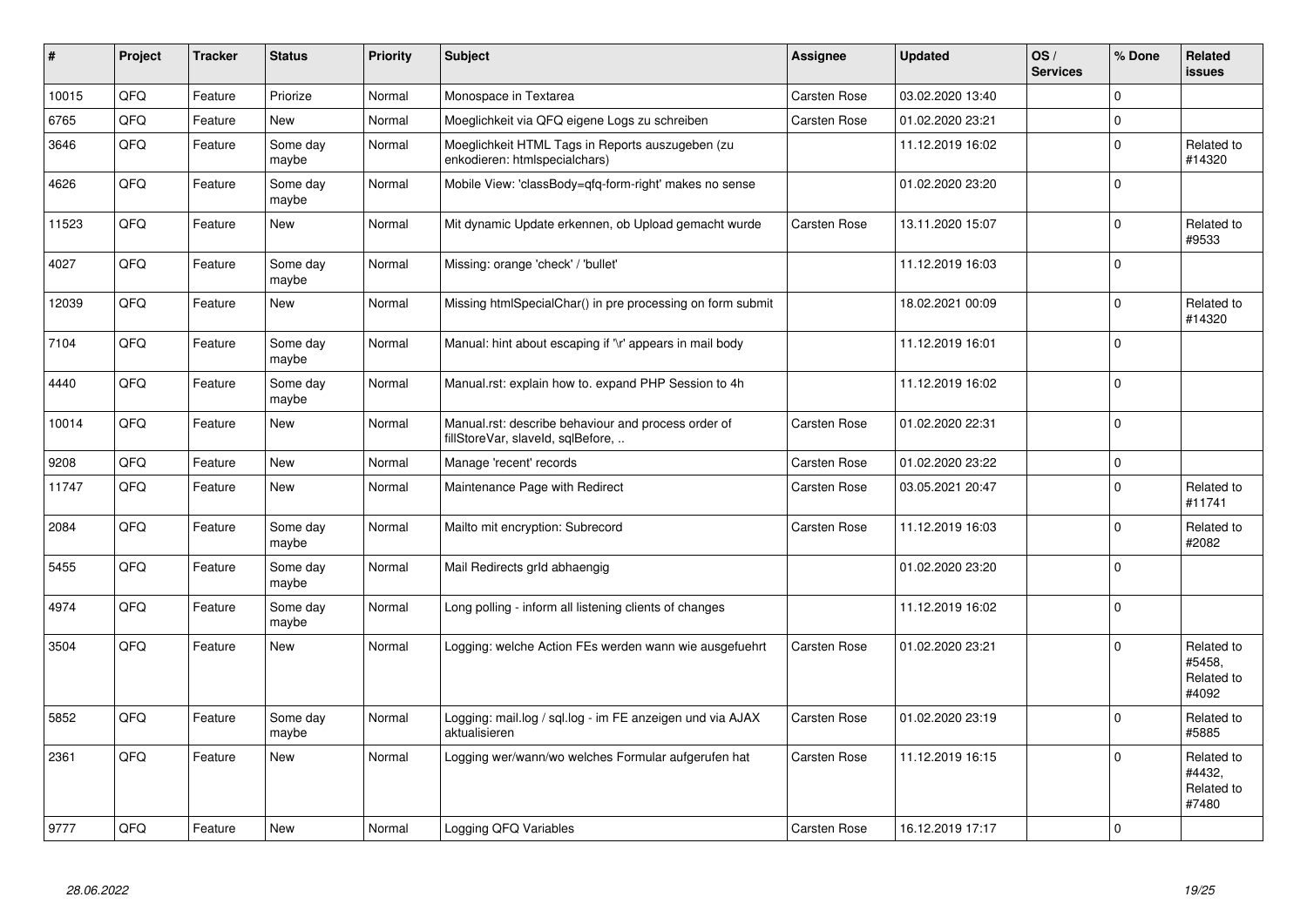| # | Project | Tracker | Status | Priority | Subject | Assignee | Updated | OS / Services | % Done | Related issues |
|---|---|---|---|---|---|---|---|---|---|---|
| 10015 | QFQ | Feature | Priorize | Normal | Monospace in Textarea | Carsten Rose | 03.02.2020 13:40 | | 0 | |
| 6765 | QFQ | Feature | New | Normal | Moeglichkeit via QFQ eigene Logs zu schreiben | Carsten Rose | 01.02.2020 23:21 | | 0 | |
| 3646 | QFQ | Feature | Some day maybe | Normal | Moeglichkeit HTML Tags in Reports auszugeben (zu enkodieren: htmlspecialchars) | | 11.12.2019 16:02 | | 0 | Related to #14320 |
| 4626 | QFQ | Feature | Some day maybe | Normal | Mobile View: 'classBody=qfq-form-right' makes no sense | | 01.02.2020 23:20 | | 0 | |
| 11523 | QFQ | Feature | New | Normal | Mit dynamic Update erkennen, ob Upload gemacht wurde | Carsten Rose | 13.11.2020 15:07 | | 0 | Related to #9533 |
| 4027 | QFQ | Feature | Some day maybe | Normal | Missing: orange 'check' / 'bullet' | | 11.12.2019 16:03 | | 0 | |
| 12039 | QFQ | Feature | New | Normal | Missing htmlSpecialChar() in pre processing on form submit | | 18.02.2021 00:09 | | 0 | Related to #14320 |
| 7104 | QFQ | Feature | Some day maybe | Normal | Manual: hint about escaping if '\r' appears in mail body | | 11.12.2019 16:01 | | 0 | |
| 4440 | QFQ | Feature | Some day maybe | Normal | Manual.rst: explain how to. expand PHP Session to 4h | | 11.12.2019 16:02 | | 0 | |
| 10014 | QFQ | Feature | New | Normal | Manual.rst: describe behaviour and process order of fillStoreVar, slaveId, sqlBefore, .. | Carsten Rose | 01.02.2020 22:31 | | 0 | |
| 9208 | QFQ | Feature | New | Normal | Manage 'recent' records | Carsten Rose | 01.02.2020 23:22 | | 0 | |
| 11747 | QFQ | Feature | New | Normal | Maintenance Page with Redirect | Carsten Rose | 03.05.2021 20:47 | | 0 | Related to #11741 |
| 2084 | QFQ | Feature | Some day maybe | Normal | Mailto mit encryption: Subrecord | Carsten Rose | 11.12.2019 16:03 | | 0 | Related to #2082 |
| 5455 | QFQ | Feature | Some day maybe | Normal | Mail Redirects grId abhaengig | | 01.02.2020 23:20 | | 0 | |
| 4974 | QFQ | Feature | Some day maybe | Normal | Long polling - inform all listening clients of changes | | 11.12.2019 16:02 | | 0 | |
| 3504 | QFQ | Feature | New | Normal | Logging: welche Action FEs werden wann wie ausgefuehrt | Carsten Rose | 01.02.2020 23:21 | | 0 | Related to #5458, Related to #4092 |
| 5852 | QFQ | Feature | Some day maybe | Normal | Logging: mail.log / sql.log - im FE anzeigen und via AJAX aktualisieren | Carsten Rose | 01.02.2020 23:19 | | 0 | Related to #5885 |
| 2361 | QFQ | Feature | New | Normal | Logging wer/wann/wo welches Formular aufgerufen hat | Carsten Rose | 11.12.2019 16:15 | | 0 | Related to #4432, Related to #7480 |
| 9777 | QFQ | Feature | New | Normal | Logging QFQ Variables | Carsten Rose | 16.12.2019 17:17 | | 0 | |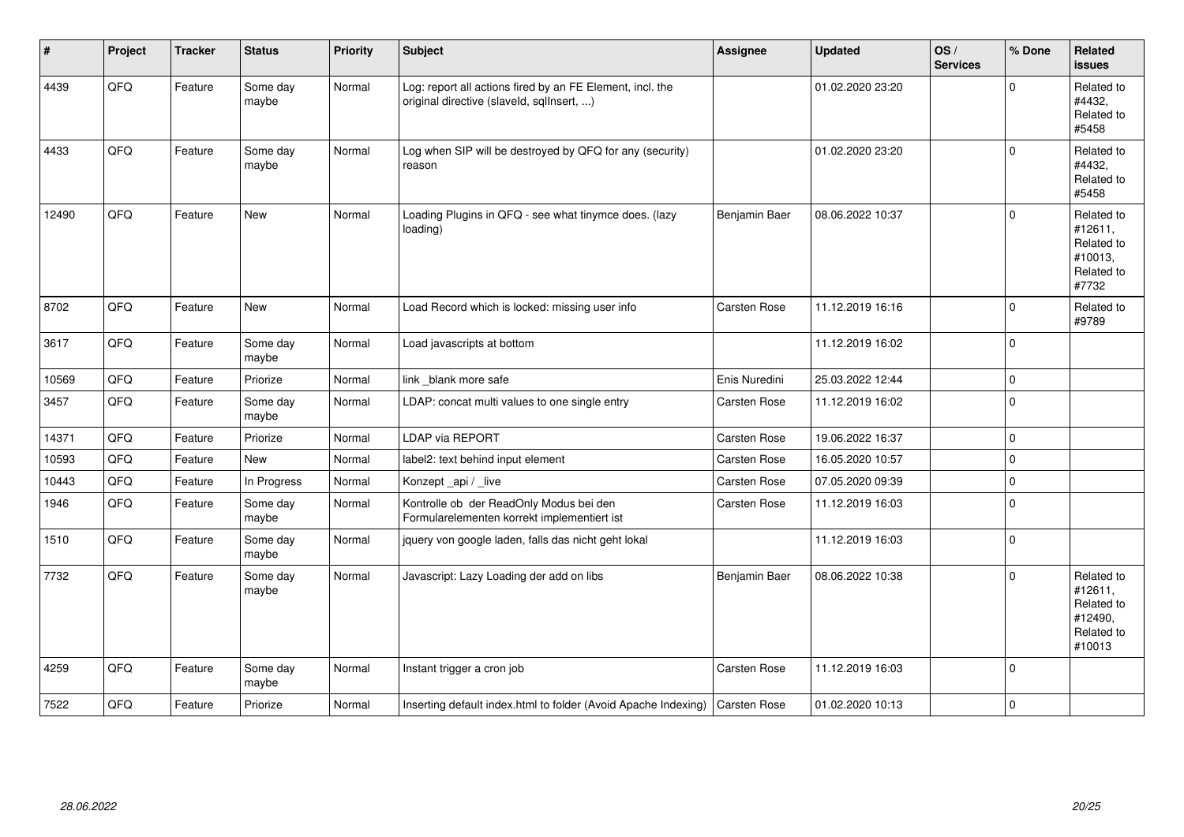| # | Project | Tracker | Status | Priority | Subject | Assignee | Updated | OS / Services | % Done | Related issues |
|---|---|---|---|---|---|---|---|---|---|---|
| 4439 | QFQ | Feature | Some day maybe | Normal | Log: report all actions fired by an FE Element, incl. the original directive (slaveId, sqlInsert, ...) | | 01.02.2020 23:20 | | 0 | Related to #4432, Related to #5458 |
| 4433 | QFQ | Feature | Some day maybe | Normal | Log when SIP will be destroyed by QFQ for any (security) reason | | 01.02.2020 23:20 | | 0 | Related to #4432, Related to #5458 |
| 12490 | QFQ | Feature | New | Normal | Loading Plugins in QFQ - see what tinymce does. (lazy loading) | Benjamin Baer | 08.06.2022 10:37 | | 0 | Related to #12611, Related to #10013, Related to #7732 |
| 8702 | QFQ | Feature | New | Normal | Load Record which is locked: missing user info | Carsten Rose | 11.12.2019 16:16 | | 0 | Related to #9789 |
| 3617 | QFQ | Feature | Some day maybe | Normal | Load javascripts at bottom | | 11.12.2019 16:02 | | 0 | |
| 10569 | QFQ | Feature | Priorize | Normal | link _blank more safe | Enis Nuredini | 25.03.2022 12:44 | | 0 | |
| 3457 | QFQ | Feature | Some day maybe | Normal | LDAP: concat multi values to one single entry | Carsten Rose | 11.12.2019 16:02 | | 0 | |
| 14371 | QFQ | Feature | Priorize | Normal | LDAP via REPORT | Carsten Rose | 19.06.2022 16:37 | | 0 | |
| 10593 | QFQ | Feature | New | Normal | label2: text behind input element | Carsten Rose | 16.05.2020 10:57 | | 0 | |
| 10443 | QFQ | Feature | In Progress | Normal | Konzept _api / _live | Carsten Rose | 07.05.2020 09:39 | | 0 | |
| 1946 | QFQ | Feature | Some day maybe | Normal | Kontrolle ob der ReadOnly Modus bei den Formularelementen korrekt implementiert ist | Carsten Rose | 11.12.2019 16:03 | | 0 | |
| 1510 | QFQ | Feature | Some day maybe | Normal | jquery von google laden, falls das nicht geht lokal | | 11.12.2019 16:03 | | 0 | |
| 7732 | QFQ | Feature | Some day maybe | Normal | Javascript: Lazy Loading der add on libs | Benjamin Baer | 08.06.2022 10:38 | | 0 | Related to #12611, Related to #12490, Related to #10013 |
| 4259 | QFQ | Feature | Some day maybe | Normal | Instant trigger a cron job | Carsten Rose | 11.12.2019 16:03 | | 0 | |
| 7522 | QFQ | Feature | Priorize | Normal | Inserting default index.html to folder (Avoid Apache Indexing) | Carsten Rose | 01.02.2020 10:13 | | 0 | |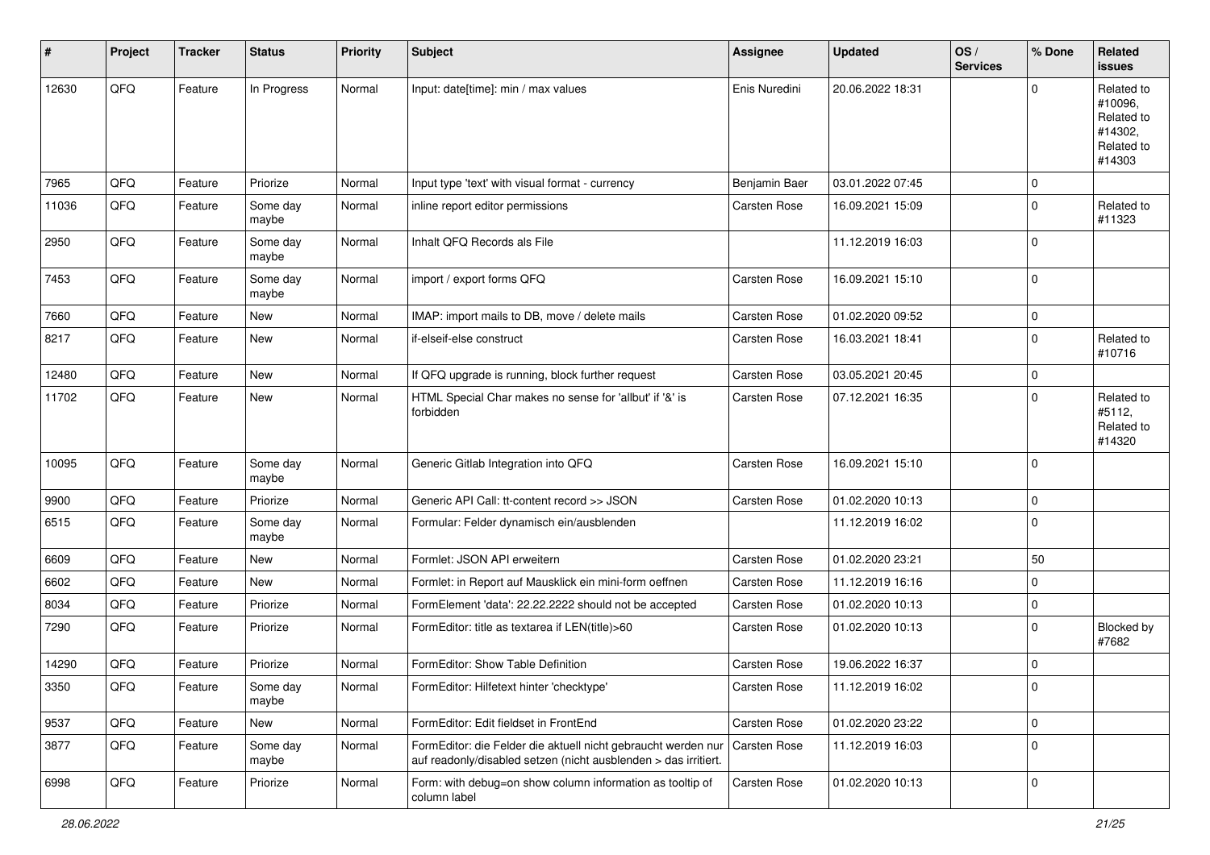| # | Project | Tracker | Status | Priority | Subject | Assignee | Updated | OS / Services | % Done | Related issues |
|---|---|---|---|---|---|---|---|---|---|---|
| 12630 | QFQ | Feature | In Progress | Normal | Input: date[time]: min / max values | Enis Nuredini | 20.06.2022 18:31 | | 0 | Related to #10096, Related to #14302, Related to #14303 |
| 7965 | QFQ | Feature | Priorize | Normal | Input type 'text' with visual format - currency | Benjamin Baer | 03.01.2022 07:45 | | 0 | |
| 11036 | QFQ | Feature | Some day maybe | Normal | inline report editor permissions | Carsten Rose | 16.09.2021 15:09 | | 0 | Related to #11323 |
| 2950 | QFQ | Feature | Some day maybe | Normal | Inhalt QFQ Records als File | | 11.12.2019 16:03 | | 0 | |
| 7453 | QFQ | Feature | Some day maybe | Normal | import / export forms QFQ | Carsten Rose | 16.09.2021 15:10 | | 0 | |
| 7660 | QFQ | Feature | New | Normal | IMAP: import mails to DB, move / delete mails | Carsten Rose | 01.02.2020 09:52 | | 0 | |
| 8217 | QFQ | Feature | New | Normal | if-elseif-else construct | Carsten Rose | 16.03.2021 18:41 | | 0 | Related to #10716 |
| 12480 | QFQ | Feature | New | Normal | If QFQ upgrade is running, block further request | Carsten Rose | 03.05.2021 20:45 | | 0 | |
| 11702 | QFQ | Feature | New | Normal | HTML Special Char makes no sense for 'allbut' if '&' is forbidden | Carsten Rose | 07.12.2021 16:35 | | 0 | Related to #5112, Related to #14320 |
| 10095 | QFQ | Feature | Some day maybe | Normal | Generic Gitlab Integration into QFQ | Carsten Rose | 16.09.2021 15:10 | | 0 | |
| 9900 | QFQ | Feature | Priorize | Normal | Generic API Call: tt-content record >> JSON | Carsten Rose | 01.02.2020 10:13 | | 0 | |
| 6515 | QFQ | Feature | Some day maybe | Normal | Formular: Felder dynamisch ein/ausblenden | | 11.12.2019 16:02 | | 0 | |
| 6609 | QFQ | Feature | New | Normal | Formlet: JSON API erweitern | Carsten Rose | 01.02.2020 23:21 | | 50 | |
| 6602 | QFQ | Feature | New | Normal | Formlet: in Report auf Mausklick ein mini-form oeffnen | Carsten Rose | 11.12.2019 16:16 | | 0 | |
| 8034 | QFQ | Feature | Priorize | Normal | FormElement 'data': 22.22.2222 should not be accepted | Carsten Rose | 01.02.2020 10:13 | | 0 | |
| 7290 | QFQ | Feature | Priorize | Normal | FormEditor: title as textarea if LEN(title)>60 | Carsten Rose | 01.02.2020 10:13 | | 0 | Blocked by #7682 |
| 14290 | QFQ | Feature | Priorize | Normal | FormEditor: Show Table Definition | Carsten Rose | 19.06.2022 16:37 | | 0 | |
| 3350 | QFQ | Feature | Some day maybe | Normal | FormEditor: Hilfetext hinter 'checktype' | Carsten Rose | 11.12.2019 16:02 | | 0 | |
| 9537 | QFQ | Feature | New | Normal | FormEditor: Edit fieldset in FrontEnd | Carsten Rose | 01.02.2020 23:22 | | 0 | |
| 3877 | QFQ | Feature | Some day maybe | Normal | FormEditor: die Felder die aktuell nicht gebraucht werden nur auf readonly/disabled setzen (nicht ausblenden > das irritiert. | Carsten Rose | 11.12.2019 16:03 | | 0 | |
| 6998 | QFQ | Feature | Priorize | Normal | Form: with debug=on show column information as tooltip of column label | Carsten Rose | 01.02.2020 10:13 | | 0 | |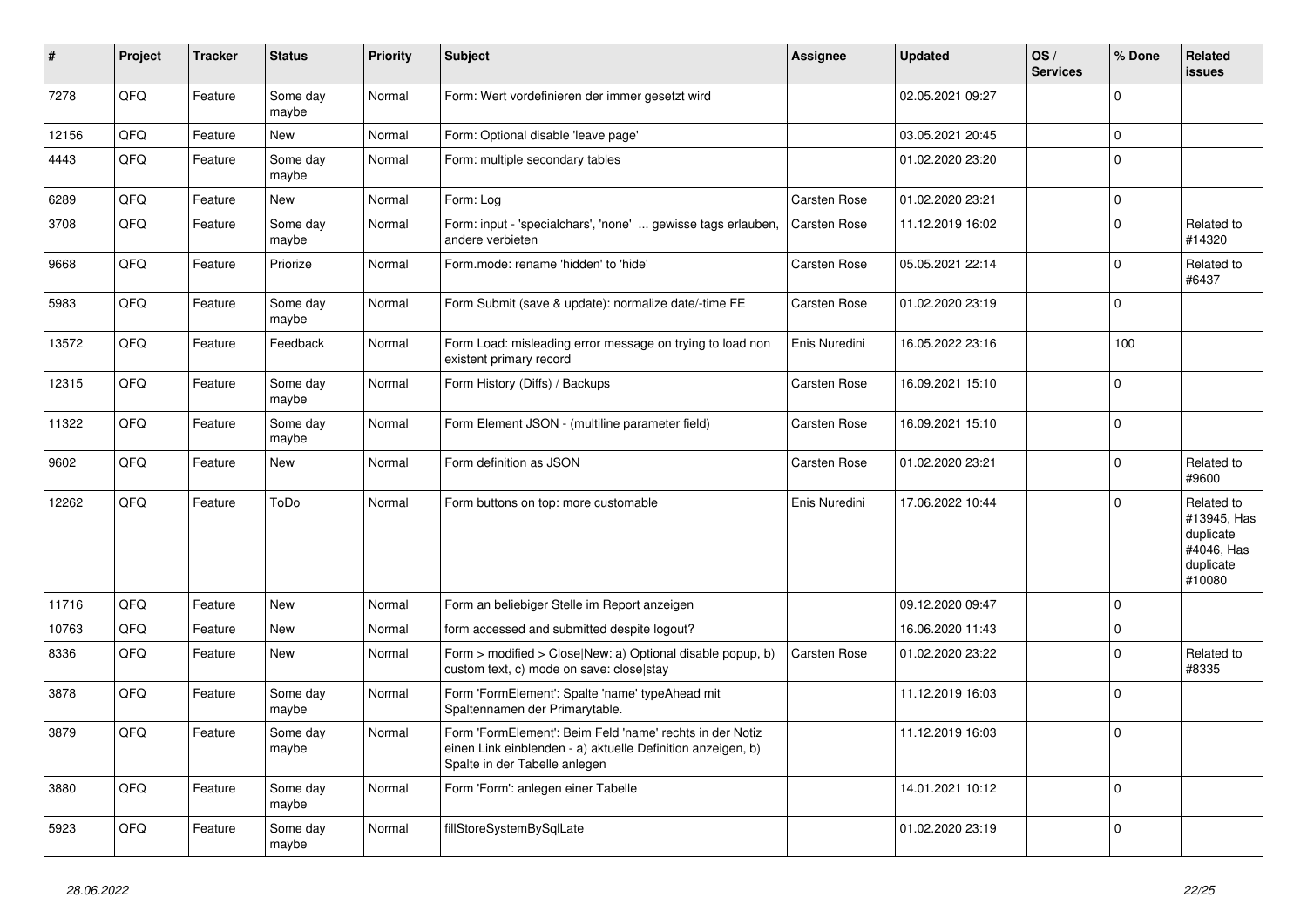| # | Project | Tracker | Status | Priority | Subject | Assignee | Updated | OS / Services | % Done | Related issues |
|---|---|---|---|---|---|---|---|---|---|---|
| 7278 | QFQ | Feature | Some day maybe | Normal | Form: Wert vordefinieren der immer gesetzt wird | | 02.05.2021 09:27 | | 0 | |
| 12156 | QFQ | Feature | New | Normal | Form: Optional disable 'leave page' | | 03.05.2021 20:45 | | 0 | |
| 4443 | QFQ | Feature | Some day maybe | Normal | Form: multiple secondary tables | | 01.02.2020 23:20 | | 0 | |
| 6289 | QFQ | Feature | New | Normal | Form: Log | Carsten Rose | 01.02.2020 23:21 | | 0 | |
| 3708 | QFQ | Feature | Some day maybe | Normal | Form: input - 'specialchars', 'none' ... gewisse tags erlauben, andere verbieten | Carsten Rose | 11.12.2019 16:02 | | 0 | Related to #14320 |
| 9668 | QFQ | Feature | Priorize | Normal | Form.mode: rename 'hidden' to 'hide' | Carsten Rose | 05.05.2021 22:14 | | 0 | Related to #6437 |
| 5983 | QFQ | Feature | Some day maybe | Normal | Form Submit (save & update): normalize date/-time FE | Carsten Rose | 01.02.2020 23:19 | | 0 | |
| 13572 | QFQ | Feature | Feedback | Normal | Form Load: misleading error message on trying to load non existent primary record | Enis Nuredini | 16.05.2022 23:16 | | 100 | |
| 12315 | QFQ | Feature | Some day maybe | Normal | Form History (Diffs) / Backups | Carsten Rose | 16.09.2021 15:10 | | 0 | |
| 11322 | QFQ | Feature | Some day maybe | Normal | Form Element JSON - (multiline parameter field) | Carsten Rose | 16.09.2021 15:10 | | 0 | |
| 9602 | QFQ | Feature | New | Normal | Form definition as JSON | Carsten Rose | 01.02.2020 23:21 | | 0 | Related to #9600 |
| 12262 | QFQ | Feature | ToDo | Normal | Form buttons on top: more customable | Enis Nuredini | 17.06.2022 10:44 | | 0 | Related to #13945, Has duplicate #4046, Has duplicate #10080 |
| 11716 | QFQ | Feature | New | Normal | Form an beliebiger Stelle im Report anzeigen | | 09.12.2020 09:47 | | 0 | |
| 10763 | QFQ | Feature | New | Normal | form accessed and submitted despite logout? | | 16.06.2020 11:43 | | 0 | |
| 8336 | QFQ | Feature | New | Normal | Form > modified > Close\|New: a) Optional disable popup, b) custom text, c) mode on save: close\|stay | Carsten Rose | 01.02.2020 23:22 | | 0 | Related to #8335 |
| 3878 | QFQ | Feature | Some day maybe | Normal | Form 'FormElement': Spalte 'name' typeAhead mit Spaltennamen der Primarytable. | | 11.12.2019 16:03 | | 0 | |
| 3879 | QFQ | Feature | Some day maybe | Normal | Form 'FormElement': Beim Feld 'name' rechts in der Notiz einen Link einblenden - a) aktuelle Definition anzeigen, b) Spalte in der Tabelle anlegen | | 11.12.2019 16:03 | | 0 | |
| 3880 | QFQ | Feature | Some day maybe | Normal | Form 'Form': anlegen einer Tabelle | | 14.01.2021 10:12 | | 0 | |
| 5923 | QFQ | Feature | Some day maybe | Normal | fillStoreSystemBySqlLate | | 01.02.2020 23:19 | | 0 | |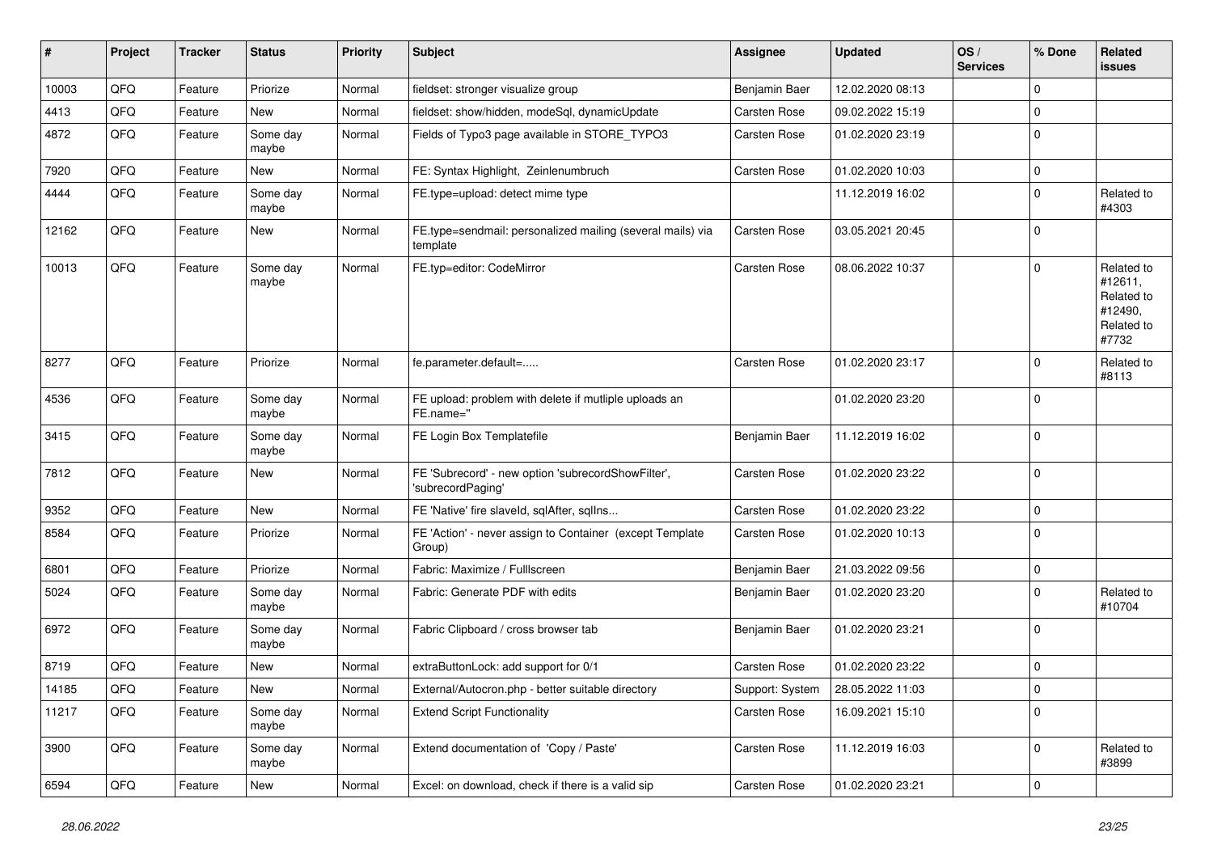| # | Project | Tracker | Status | Priority | Subject | Assignee | Updated | OS / Services | % Done | Related issues |
|---|---|---|---|---|---|---|---|---|---|---|
| 10003 | QFQ | Feature | Priorize | Normal | fieldset: stronger visualize group | Benjamin Baer | 12.02.2020 08:13 | | 0 | |
| 4413 | QFQ | Feature | New | Normal | fieldset: show/hidden, modeSql, dynamicUpdate | Carsten Rose | 09.02.2022 15:19 | | 0 | |
| 4872 | QFQ | Feature | Some day maybe | Normal | Fields of Typo3 page available in STORE_TYPO3 | Carsten Rose | 01.02.2020 23:19 | | 0 | |
| 7920 | QFQ | Feature | New | Normal | FE: Syntax Highlight, Zeinlenumbruch | Carsten Rose | 01.02.2020 10:03 | | 0 | |
| 4444 | QFQ | Feature | Some day maybe | Normal | FE.type=upload: detect mime type | | 11.12.2019 16:02 | | 0 | Related to #4303 |
| 12162 | QFQ | Feature | New | Normal | FE.type=sendmail: personalized mailing (several mails) via template | Carsten Rose | 03.05.2021 20:45 | | 0 | |
| 10013 | QFQ | Feature | Some day maybe | Normal | FE.typ=editor: CodeMirror | Carsten Rose | 08.06.2022 10:37 | | 0 | Related to #12611, Related to #12490, Related to #7732 |
| 8277 | QFQ | Feature | Priorize | Normal | fe.parameter.default=..... | Carsten Rose | 01.02.2020 23:17 | | 0 | Related to #8113 |
| 4536 | QFQ | Feature | Some day maybe | Normal | FE upload: problem with delete if mutliple uploads an FE.name=" | | 01.02.2020 23:20 | | 0 | |
| 3415 | QFQ | Feature | Some day maybe | Normal | FE Login Box Templatefile | Benjamin Baer | 11.12.2019 16:02 | | 0 | |
| 7812 | QFQ | Feature | New | Normal | FE 'Subrecord' - new option 'subrecordShowFilter', 'subrecordPaging' | Carsten Rose | 01.02.2020 23:22 | | 0 | |
| 9352 | QFQ | Feature | New | Normal | FE 'Native' fire slaveId, sqlAfter, sqlIns... | Carsten Rose | 01.02.2020 23:22 | | 0 | |
| 8584 | QFQ | Feature | Priorize | Normal | FE 'Action' - never assign to Container (except Template Group) | Carsten Rose | 01.02.2020 10:13 | | 0 | |
| 6801 | QFQ | Feature | Priorize | Normal | Fabric: Maximize / FullIscreen | Benjamin Baer | 21.03.2022 09:56 | | 0 | |
| 5024 | QFQ | Feature | Some day maybe | Normal | Fabric: Generate PDF with edits | Benjamin Baer | 01.02.2020 23:20 | | 0 | Related to #10704 |
| 6972 | QFQ | Feature | Some day maybe | Normal | Fabric Clipboard / cross browser tab | Benjamin Baer | 01.02.2020 23:21 | | 0 | |
| 8719 | QFQ | Feature | New | Normal | extraButtonLock: add support for 0/1 | Carsten Rose | 01.02.2020 23:22 | | 0 | |
| 14185 | QFQ | Feature | New | Normal | External/Autocron.php - better suitable directory | Support: System | 28.05.2022 11:03 | | 0 | |
| 11217 | QFQ | Feature | Some day maybe | Normal | Extend Script Functionality | Carsten Rose | 16.09.2021 15:10 | | 0 | |
| 3900 | QFQ | Feature | Some day maybe | Normal | Extend documentation of 'Copy / Paste' | Carsten Rose | 11.12.2019 16:03 | | 0 | Related to #3899 |
| 6594 | QFQ | Feature | New | Normal | Excel: on download, check if there is a valid sip | Carsten Rose | 01.02.2020 23:21 | | 0 | |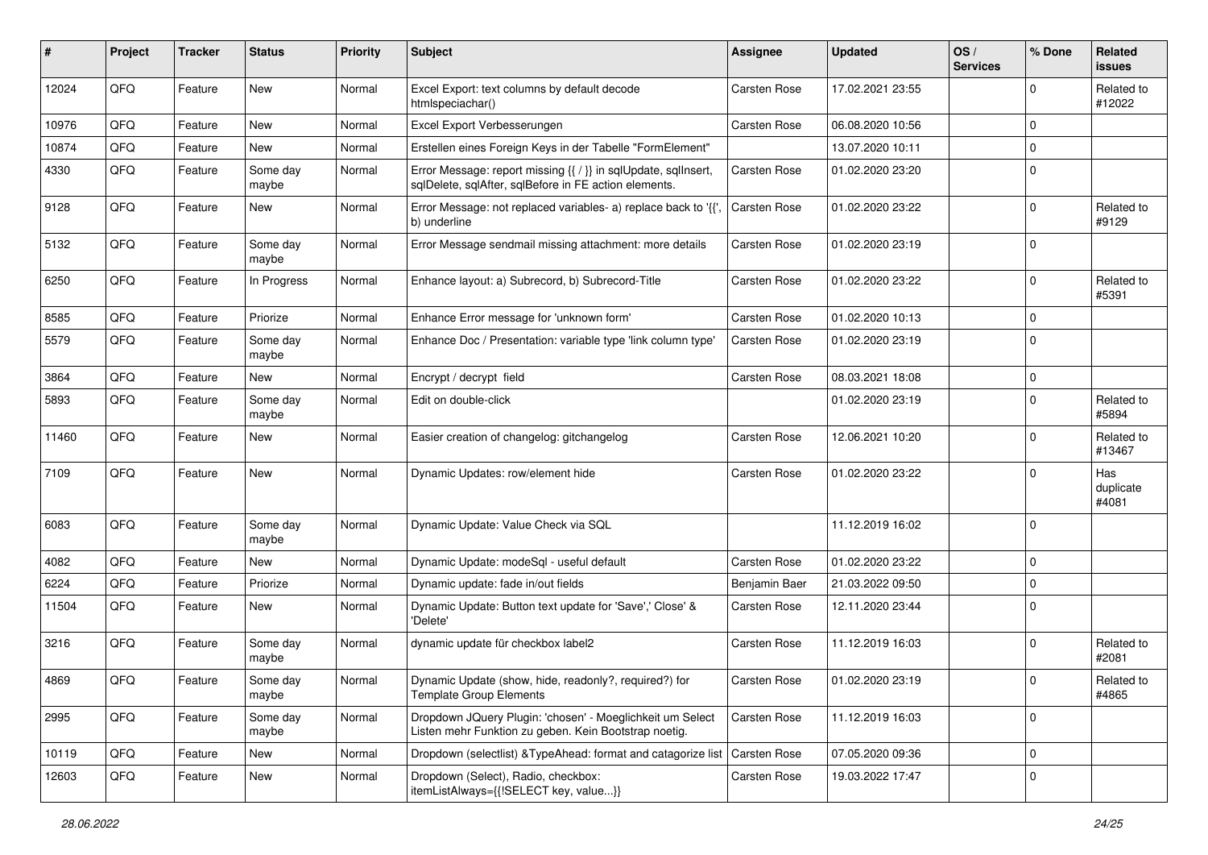| # | Project | Tracker | Status | Priority | Subject | Assignee | Updated | OS / Services | % Done | Related issues |
|---|---|---|---|---|---|---|---|---|---|---|
| 12024 | QFQ | Feature | New | Normal | Excel Export: text columns by default decode htmlspeciachar() | Carsten Rose | 17.02.2021 23:55 | | 0 | Related to #12022 |
| 10976 | QFQ | Feature | New | Normal | Excel Export Verbesserungen | Carsten Rose | 06.08.2020 10:56 | | 0 | |
| 10874 | QFQ | Feature | New | Normal | Erstellen eines Foreign Keys in der Tabelle "FormElement" | | 13.07.2020 10:11 | | 0 | |
| 4330 | QFQ | Feature | Some day maybe | Normal | Error Message: report missing {{ / }} in sqlUpdate, sqlInsert, sqlDelete, sqlAfter, sqlBefore in FE action elements. | Carsten Rose | 01.02.2020 23:20 | | 0 | |
| 9128 | QFQ | Feature | New | Normal | Error Message: not replaced variables- a) replace back to '{{', b) underline | Carsten Rose | 01.02.2020 23:22 | | 0 | Related to #9129 |
| 5132 | QFQ | Feature | Some day maybe | Normal | Error Message sendmail missing attachment: more details | Carsten Rose | 01.02.2020 23:19 | | 0 | |
| 6250 | QFQ | Feature | In Progress | Normal | Enhance layout: a) Subrecord, b) Subrecord-Title | Carsten Rose | 01.02.2020 23:22 | | 0 | Related to #5391 |
| 8585 | QFQ | Feature | Priorize | Normal | Enhance Error message for 'unknown form' | Carsten Rose | 01.02.2020 10:13 | | 0 | |
| 5579 | QFQ | Feature | Some day maybe | Normal | Enhance Doc / Presentation: variable type 'link column type' | Carsten Rose | 01.02.2020 23:19 | | 0 | |
| 3864 | QFQ | Feature | New | Normal | Encrypt / decrypt field | Carsten Rose | 08.03.2021 18:08 | | 0 | |
| 5893 | QFQ | Feature | Some day maybe | Normal | Edit on double-click | | 01.02.2020 23:19 | | 0 | Related to #5894 |
| 11460 | QFQ | Feature | New | Normal | Easier creation of changelog: gitchangelog | Carsten Rose | 12.06.2021 10:20 | | 0 | Related to #13467 |
| 7109 | QFQ | Feature | New | Normal | Dynamic Updates: row/element hide | Carsten Rose | 01.02.2020 23:22 | | 0 | Has duplicate #4081 |
| 6083 | QFQ | Feature | Some day maybe | Normal | Dynamic Update: Value Check via SQL | | 11.12.2019 16:02 | | 0 | |
| 4082 | QFQ | Feature | New | Normal | Dynamic Update: modeSql - useful default | Carsten Rose | 01.02.2020 23:22 | | 0 | |
| 6224 | QFQ | Feature | Priorize | Normal | Dynamic update: fade in/out fields | Benjamin Baer | 21.03.2022 09:50 | | 0 | |
| 11504 | QFQ | Feature | New | Normal | Dynamic Update: Button text update for 'Save',' Close' & 'Delete' | Carsten Rose | 12.11.2020 23:44 | | 0 | |
| 3216 | QFQ | Feature | Some day maybe | Normal | dynamic update für checkbox label2 | Carsten Rose | 11.12.2019 16:03 | | 0 | Related to #2081 |
| 4869 | QFQ | Feature | Some day maybe | Normal | Dynamic Update (show, hide, readonly?, required?) for Template Group Elements | Carsten Rose | 01.02.2020 23:19 | | 0 | Related to #4865 |
| 2995 | QFQ | Feature | Some day maybe | Normal | Dropdown JQuery Plugin: 'chosen' - Moeglichkeit um Select Listen mehr Funktion zu geben. Kein Bootstrap noetig. | Carsten Rose | 11.12.2019 16:03 | | 0 | |
| 10119 | QFQ | Feature | New | Normal | Dropdown (selectlist) &TypeAhead: format and catagorize list | Carsten Rose | 07.05.2020 09:36 | | 0 | |
| 12603 | QFQ | Feature | New | Normal | Dropdown (Select), Radio, checkbox: itemListAlways={{!SELECT key, value...}} | Carsten Rose | 19.03.2022 17:47 | | 0 | |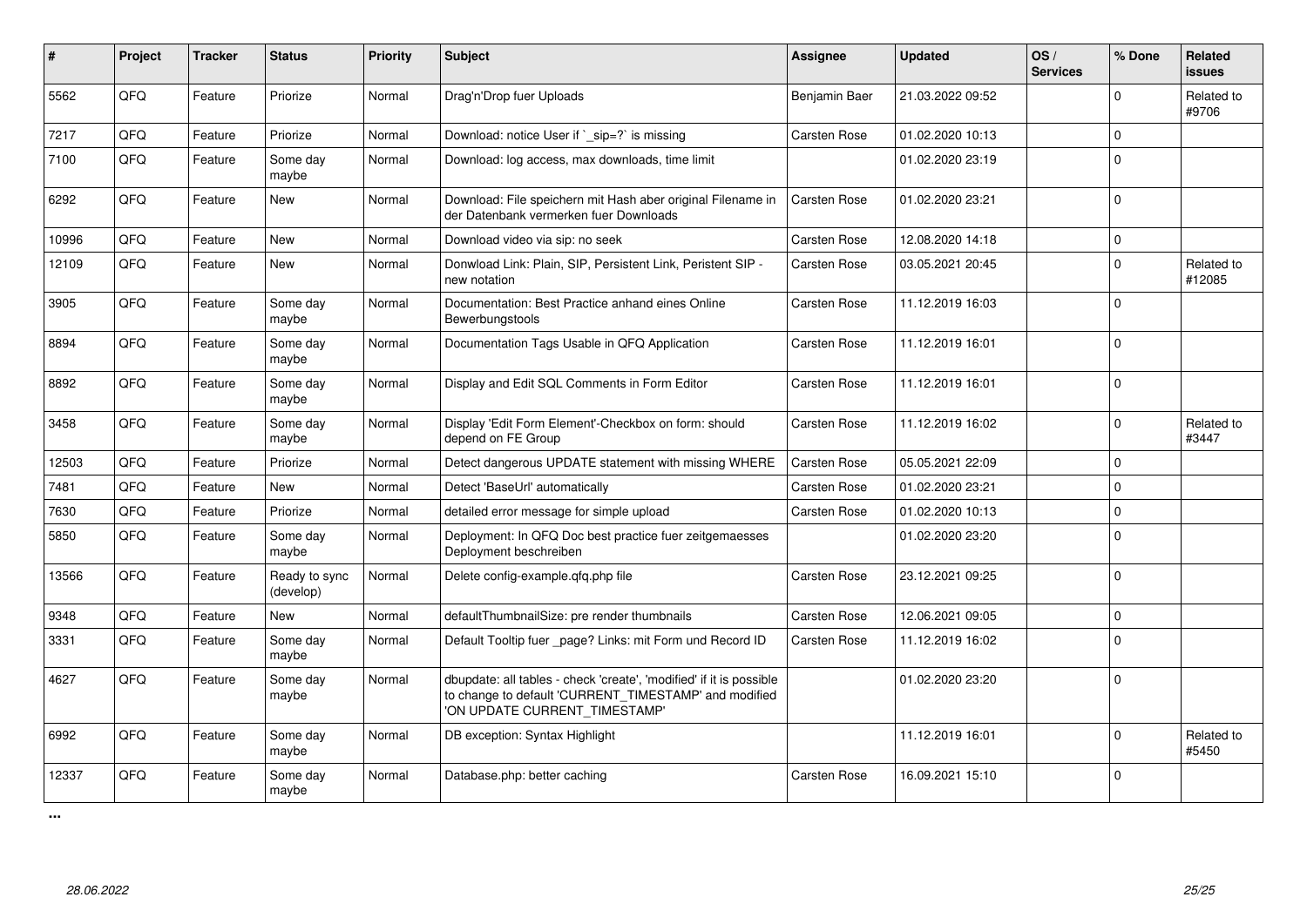| # | Project | Tracker | Status | Priority | Subject | Assignee | Updated | OS / Services | % Done | Related issues |
|---|---|---|---|---|---|---|---|---|---|---|
| 5562 | QFQ | Feature | Priorize | Normal | Drag'n'Drop fuer Uploads | Benjamin Baer | 21.03.2022 09:52 | | 0 | Related to #9706 |
| 7217 | QFQ | Feature | Priorize | Normal | Download: notice User if `_sip=?` is missing | Carsten Rose | 01.02.2020 10:13 | | 0 | |
| 7100 | QFQ | Feature | Some day maybe | Normal | Download: log access, max downloads, time limit | | 01.02.2020 23:19 | | 0 | |
| 6292 | QFQ | Feature | New | Normal | Download: File speichern mit Hash aber original Filename in der Datenbank vermerken fuer Downloads | Carsten Rose | 01.02.2020 23:21 | | 0 | |
| 10996 | QFQ | Feature | New | Normal | Download video via sip: no seek | Carsten Rose | 12.08.2020 14:18 | | 0 | |
| 12109 | QFQ | Feature | New | Normal | Donwload Link: Plain, SIP, Persistent Link, Peristent SIP - new notation | Carsten Rose | 03.05.2021 20:45 | | 0 | Related to #12085 |
| 3905 | QFQ | Feature | Some day maybe | Normal | Documentation: Best Practice anhand eines Online Bewerbungstools | Carsten Rose | 11.12.2019 16:03 | | 0 | |
| 8894 | QFQ | Feature | Some day maybe | Normal | Documentation Tags Usable in QFQ Application | Carsten Rose | 11.12.2019 16:01 | | 0 | |
| 8892 | QFQ | Feature | Some day maybe | Normal | Display and Edit SQL Comments in Form Editor | Carsten Rose | 11.12.2019 16:01 | | 0 | |
| 3458 | QFQ | Feature | Some day maybe | Normal | Display 'Edit Form Element'-Checkbox on form: should depend on FE Group | Carsten Rose | 11.12.2019 16:02 | | 0 | Related to #3447 |
| 12503 | QFQ | Feature | Priorize | Normal | Detect dangerous UPDATE statement with missing WHERE | Carsten Rose | 05.05.2021 22:09 | | 0 | |
| 7481 | QFQ | Feature | New | Normal | Detect 'BaseUrl' automatically | Carsten Rose | 01.02.2020 23:21 | | 0 | |
| 7630 | QFQ | Feature | Priorize | Normal | detailed error message for simple upload | Carsten Rose | 01.02.2020 10:13 | | 0 | |
| 5850 | QFQ | Feature | Some day maybe | Normal | Deployment: In QFQ Doc best practice fuer zeitgemaesses Deployment beschreiben | | 01.02.2020 23:20 | | 0 | |
| 13566 | QFQ | Feature | Ready to sync (develop) | Normal | Delete config-example.qfq.php file | Carsten Rose | 23.12.2021 09:25 | | 0 | |
| 9348 | QFQ | Feature | New | Normal | defaultThumbnailSize: pre render thumbnails | Carsten Rose | 12.06.2021 09:05 | | 0 | |
| 3331 | QFQ | Feature | Some day maybe | Normal | Default Tooltip fuer _page? Links: mit Form und Record ID | Carsten Rose | 11.12.2019 16:02 | | 0 | |
| 4627 | QFQ | Feature | Some day maybe | Normal | dbupdate: all tables - check 'create', 'modified' if it is possible to change to default 'CURRENT_TIMESTAMP' and modified 'ON UPDATE CURRENT_TIMESTAMP' | | 01.02.2020 23:20 | | 0 | |
| 6992 | QFQ | Feature | Some day maybe | Normal | DB exception: Syntax Highlight | | 11.12.2019 16:01 | | 0 | Related to #5450 |
| 12337 | QFQ | Feature | Some day maybe | Normal | Database.php: better caching | Carsten Rose | 16.09.2021 15:10 | | 0 | |

...